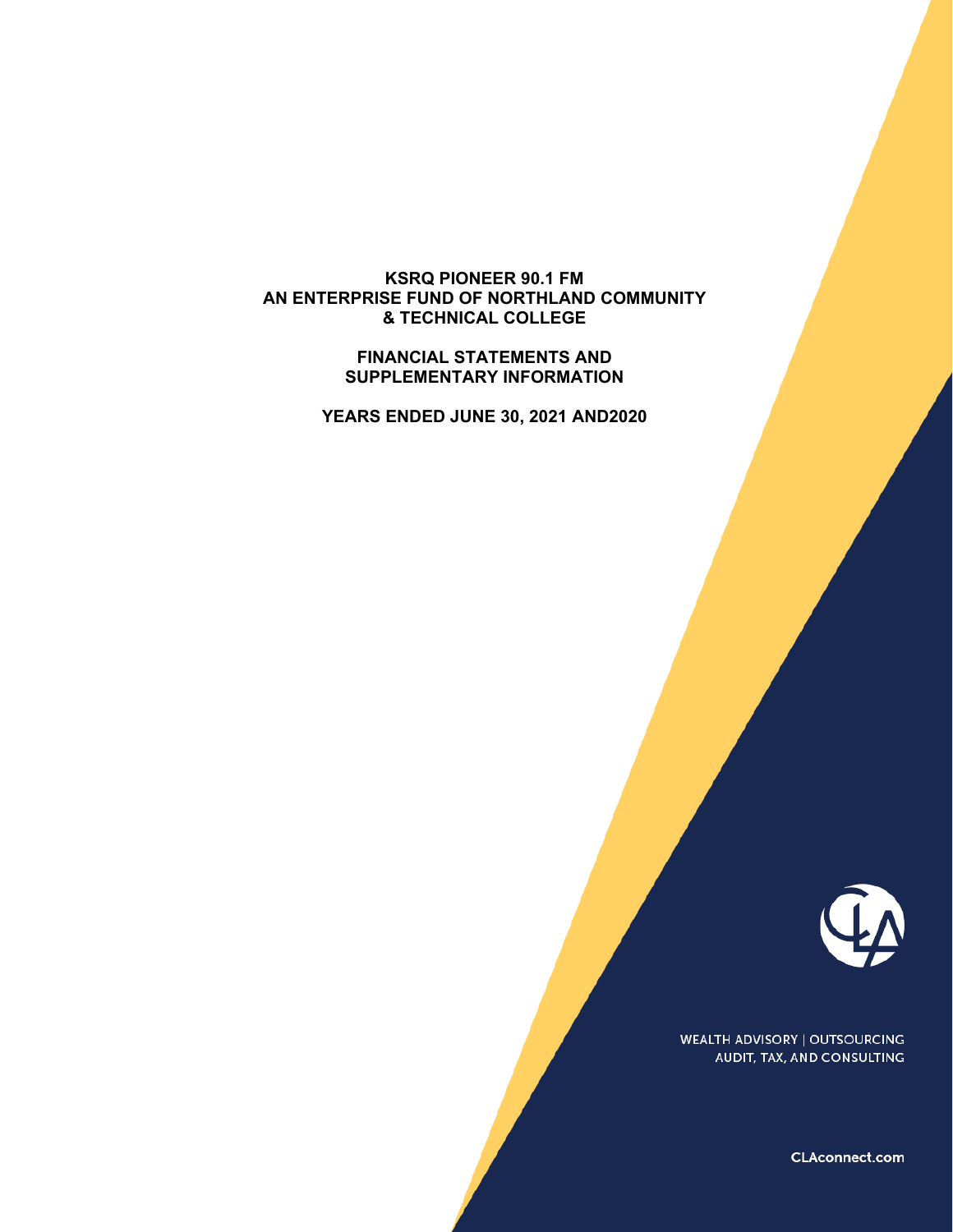# KSRQ PIONEER 90.1 FM
# AN ENTERPRISE FUND OF NORTHLAND COMMUNITY & TECHNICAL COLLEGE

## FINANCIAL STATEMENTS AND SUPPLEMENTARY INFORMATION

## YEARS ENDED JUNE 30, 2021 AND2020

WEALTH ADVISORY | OUTSOURCING
AUDIT, TAX, AND CONSULTING

CLAconnect.com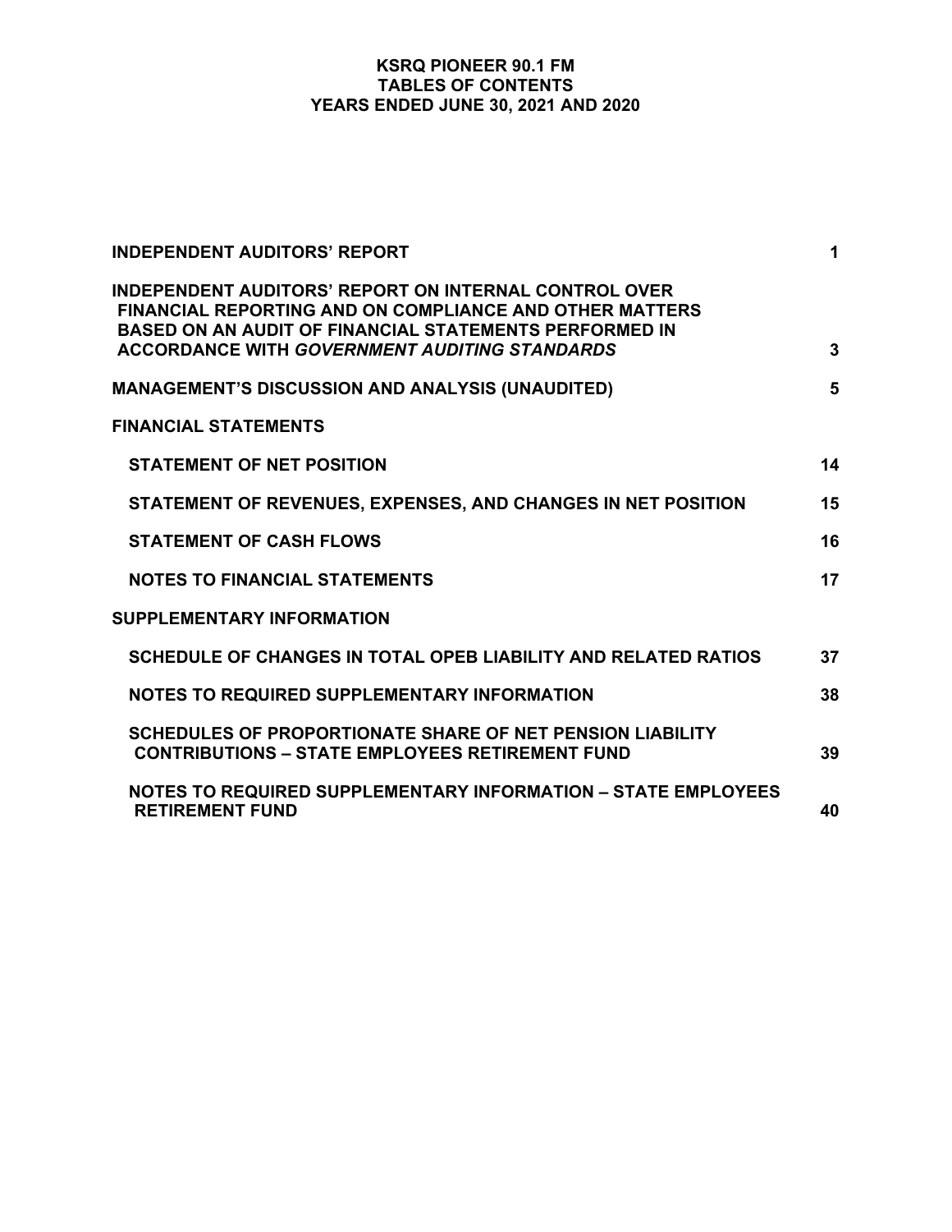# KSRQ PIONEER 90.1 FM
## TABLES OF CONTENTS
## YEARS ENDED JUNE 30, 2021 AND 2020

| | |
|---|---|
| **INDEPENDENT AUDITORS' REPORT** | **1** |
| **INDEPENDENT AUDITORS' REPORT ON INTERNAL CONTROL OVER FINANCIAL REPORTING AND ON COMPLIANCE AND OTHER MATTERS BASED ON AN AUDIT OF FINANCIAL STATEMENTS PERFORMED IN ACCORDANCE WITH *GOVERNMENT AUDITING STANDARDS*** | **3** |
| **MANAGEMENT'S DISCUSSION AND ANALYSIS (UNAUDITED)** | **5** |
| **FINANCIAL STATEMENTS** | |
| **STATEMENT OF NET POSITION** | **14** |
| **STATEMENT OF REVENUES, EXPENSES, AND CHANGES IN NET POSITION** | **15** |
| **STATEMENT OF CASH FLOWS** | **16** |
| **NOTES TO FINANCIAL STATEMENTS** | **17** |
| **SUPPLEMENTARY INFORMATION** | |
| **SCHEDULE OF CHANGES IN TOTAL OPEB LIABILITY AND RELATED RATIOS** | **37** |
| **NOTES TO REQUIRED SUPPLEMENTARY INFORMATION** | **38** |
| **SCHEDULES OF PROPORTIONATE SHARE OF NET PENSION LIABILITY CONTRIBUTIONS – STATE EMPLOYEES RETIREMENT FUND** | **39** |
| **NOTES TO REQUIRED SUPPLEMENTARY INFORMATION – STATE EMPLOYEES RETIREMENT FUND** | **40** |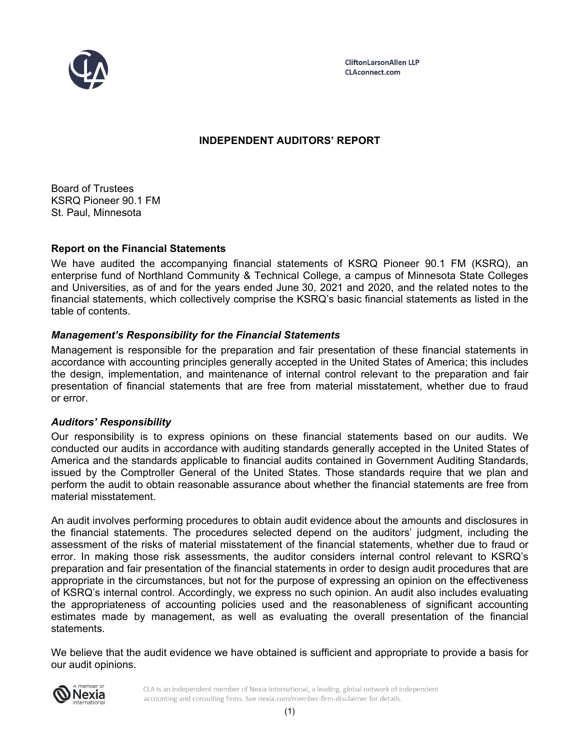CliftonLarsonAllen LLP
CLAconnect.com

## INDEPENDENT AUDITORS' REPORT

Board of Trustees
KSRQ Pioneer 90.1 FM
St. Paul, Minnesota

### Report on the Financial Statements

We have audited the accompanying financial statements of KSRQ Pioneer 90.1 FM (KSRQ), an enterprise fund of Northland Community & Technical College, a campus of Minnesota State Colleges and Universities, as of and for the years ended June 30, 2021 and 2020, and the related notes to the financial statements, which collectively comprise the KSRQ's basic financial statements as listed in the table of contents.

### *Management's Responsibility for the Financial Statements*

Management is responsible for the preparation and fair presentation of these financial statements in accordance with accounting principles generally accepted in the United States of America; this includes the design, implementation, and maintenance of internal control relevant to the preparation and fair presentation of financial statements that are free from material misstatement, whether due to fraud or error.

### *Auditors' Responsibility*

Our responsibility is to express opinions on these financial statements based on our audits. We conducted our audits in accordance with auditing standards generally accepted in the United States of America and the standards applicable to financial audits contained in Government Auditing Standards, issued by the Comptroller General of the United States. Those standards require that we plan and perform the audit to obtain reasonable assurance about whether the financial statements are free from material misstatement.

An audit involves performing procedures to obtain audit evidence about the amounts and disclosures in the financial statements. The procedures selected depend on the auditors' judgment, including the assessment of the risks of material misstatement of the financial statements, whether due to fraud or error. In making those risk assessments, the auditor considers internal control relevant to KSRQ's preparation and fair presentation of the financial statements in order to design audit procedures that are appropriate in the circumstances, but not for the purpose of expressing an opinion on the effectiveness of KSRQ's internal control. Accordingly, we express no such opinion. An audit also includes evaluating the appropriateness of accounting policies used and the reasonableness of significant accounting estimates made by management, as well as evaluating the overall presentation of the financial statements.

We believe that the audit evidence we have obtained is sufficient and appropriate to provide a basis for our audit opinions.

CLA is an independent member of Nexia International, a leading, global network of independent accounting and consulting firms. See nexia.com/member-firm-disclaimer for details.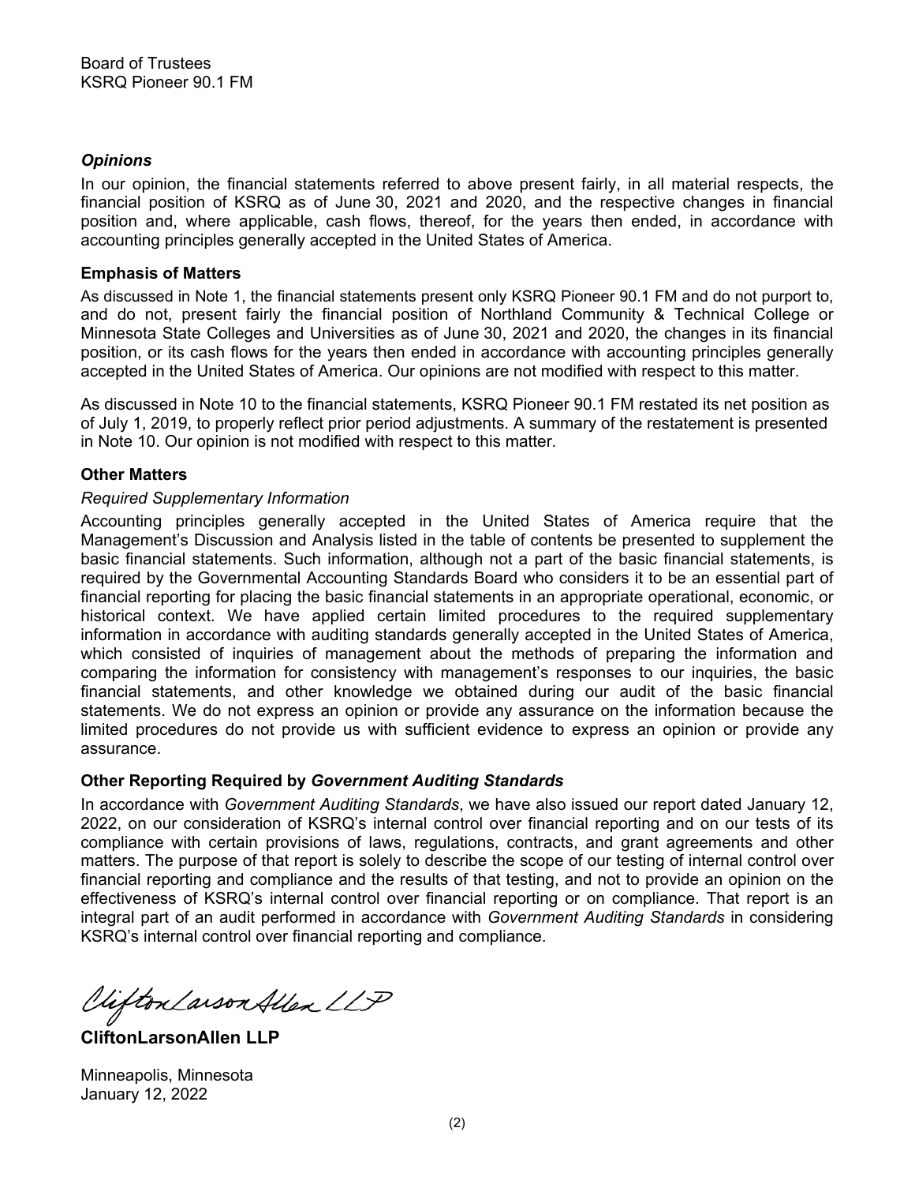Board of Trustees
KSRQ Pioneer 90.1 FM

### *Opinions*

In our opinion, the financial statements referred to above present fairly, in all material respects, the financial position of KSRQ as of June 30, 2021 and 2020, and the respective changes in financial position and, where applicable, cash flows, thereof, for the years then ended, in accordance with accounting principles generally accepted in the United States of America.

### Emphasis of Matters

As discussed in Note 1, the financial statements present only KSRQ Pioneer 90.1 FM and do not purport to, and do not, present fairly the financial position of Northland Community & Technical College or Minnesota State Colleges and Universities as of June 30, 2021 and 2020, the changes in its financial position, or its cash flows for the years then ended in accordance with accounting principles generally accepted in the United States of America. Our opinions are not modified with respect to this matter.

As discussed in Note 10 to the financial statements, KSRQ Pioneer 90.1 FM restated its net position as of July 1, 2019, to properly reflect prior period adjustments. A summary of the restatement is presented in Note 10. Our opinion is not modified with respect to this matter.

### Other Matters

*Required Supplementary Information*

Accounting principles generally accepted in the United States of America require that the Management's Discussion and Analysis listed in the table of contents be presented to supplement the basic financial statements. Such information, although not a part of the basic financial statements, is required by the Governmental Accounting Standards Board who considers it to be an essential part of financial reporting for placing the basic financial statements in an appropriate operational, economic, or historical context. We have applied certain limited procedures to the required supplementary information in accordance with auditing standards generally accepted in the United States of America, which consisted of inquiries of management about the methods of preparing the information and comparing the information for consistency with management's responses to our inquiries, the basic financial statements, and other knowledge we obtained during our audit of the basic financial statements. We do not express an opinion or provide any assurance on the information because the limited procedures do not provide us with sufficient evidence to express an opinion or provide any assurance.

### Other Reporting Required by *Government Auditing Standards*

In accordance with *Government Auditing Standards*, we have also issued our report dated January 12, 2022, on our consideration of KSRQ's internal control over financial reporting and on our tests of its compliance with certain provisions of laws, regulations, contracts, and grant agreements and other matters. The purpose of that report is solely to describe the scope of our testing of internal control over financial reporting and compliance and the results of that testing, and not to provide an opinion on the effectiveness of KSRQ's internal control over financial reporting or on compliance. That report is an integral part of an audit performed in accordance with *Government Auditing Standards* in considering KSRQ's internal control over financial reporting and compliance.

CliftonLarsonAllen LLP

**CliftonLarsonAllen LLP**

Minneapolis, Minnesota
January 12, 2022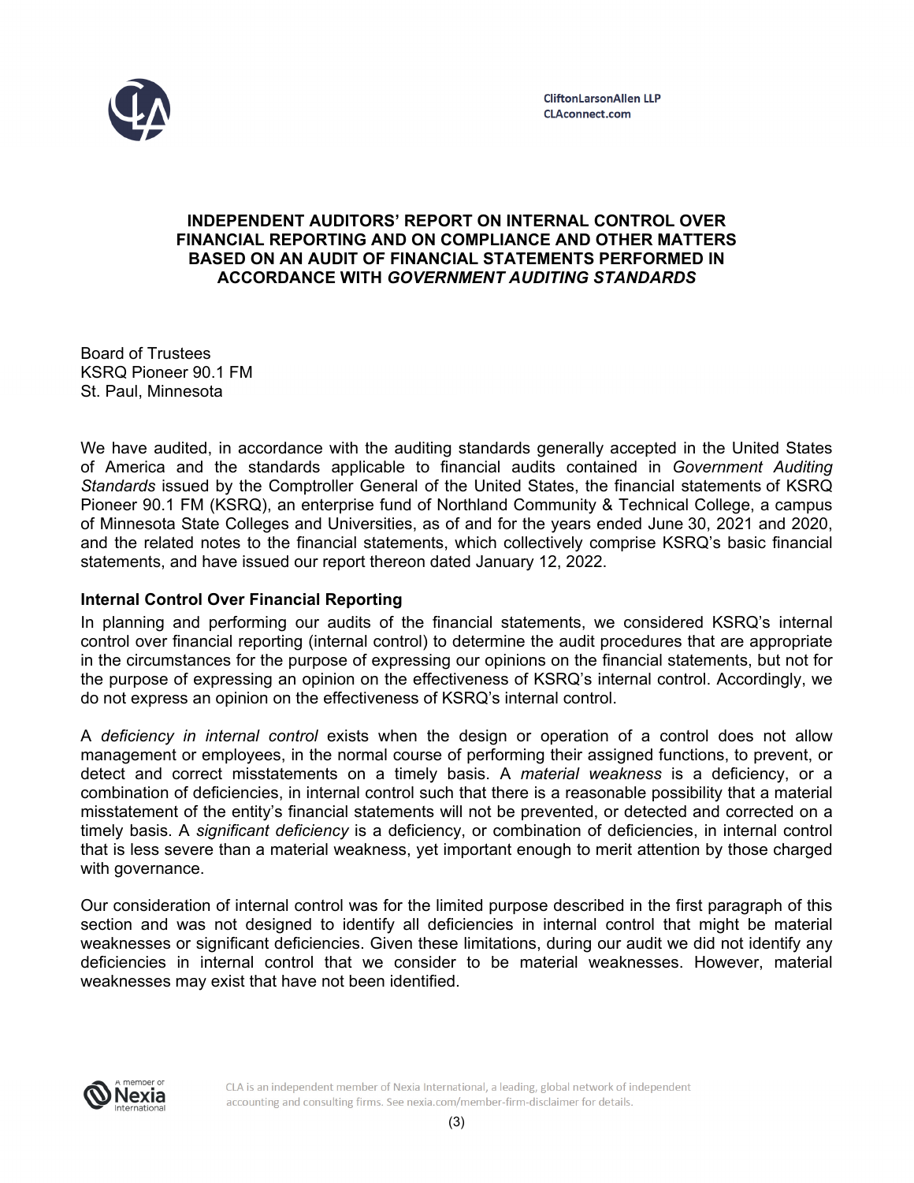CliftonLarsonAllen LLP
CLAconnect.com

**INDEPENDENT AUDITORS' REPORT ON INTERNAL CONTROL OVER FINANCIAL REPORTING AND ON COMPLIANCE AND OTHER MATTERS BASED ON AN AUDIT OF FINANCIAL STATEMENTS PERFORMED IN ACCORDANCE WITH *GOVERNMENT AUDITING STANDARDS***

Board of Trustees
KSRQ Pioneer 90.1 FM
St. Paul, Minnesota

We have audited, in accordance with the auditing standards generally accepted in the United States of America and the standards applicable to financial audits contained in *Government Auditing Standards* issued by the Comptroller General of the United States, the financial statements of KSRQ Pioneer 90.1 FM (KSRQ), an enterprise fund of Northland Community & Technical College, a campus of Minnesota State Colleges and Universities, as of and for the years ended June 30, 2021 and 2020, and the related notes to the financial statements, which collectively comprise KSRQ's basic financial statements, and have issued our report thereon dated January 12, 2022.

**Internal Control Over Financial Reporting**

In planning and performing our audits of the financial statements, we considered KSRQ's internal control over financial reporting (internal control) to determine the audit procedures that are appropriate in the circumstances for the purpose of expressing our opinions on the financial statements, but not for the purpose of expressing an opinion on the effectiveness of KSRQ's internal control. Accordingly, we do not express an opinion on the effectiveness of KSRQ's internal control.

A *deficiency in internal control* exists when the design or operation of a control does not allow management or employees, in the normal course of performing their assigned functions, to prevent, or detect and correct misstatements on a timely basis. A *material weakness* is a deficiency, or a combination of deficiencies, in internal control such that there is a reasonable possibility that a material misstatement of the entity's financial statements will not be prevented, or detected and corrected on a timely basis. A *significant deficiency* is a deficiency, or combination of deficiencies, in internal control that is less severe than a material weakness, yet important enough to merit attention by those charged with governance.

Our consideration of internal control was for the limited purpose described in the first paragraph of this section and was not designed to identify all deficiencies in internal control that might be material weaknesses or significant deficiencies. Given these limitations, during our audit we did not identify any deficiencies in internal control that we consider to be material weaknesses. However, material weaknesses may exist that have not been identified.

CLA is an independent member of Nexia International, a leading, global network of independent accounting and consulting firms. See nexia.com/member-firm-disclaimer for details.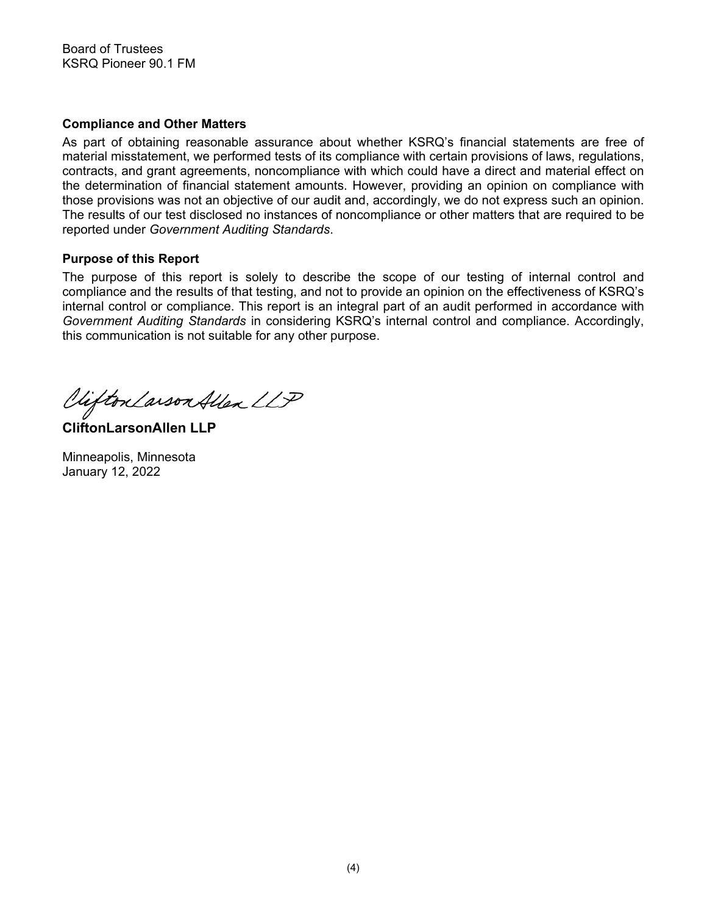Board of Trustees
KSRQ Pioneer 90.1 FM

**Compliance and Other Matters**

As part of obtaining reasonable assurance about whether KSRQ's financial statements are free of material misstatement, we performed tests of its compliance with certain provisions of laws, regulations, contracts, and grant agreements, noncompliance with which could have a direct and material effect on the determination of financial statement amounts. However, providing an opinion on compliance with those provisions was not an objective of our audit and, accordingly, we do not express such an opinion. The results of our test disclosed no instances of noncompliance or other matters that are required to be reported under *Government Auditing Standards*.

**Purpose of this Report**

The purpose of this report is solely to describe the scope of our testing of internal control and compliance and the results of that testing, and not to provide an opinion on the effectiveness of KSRQ's internal control or compliance. This report is an integral part of an audit performed in accordance with *Government Auditing Standards* in considering KSRQ's internal control and compliance. Accordingly, this communication is not suitable for any other purpose.

CliftonLarsonAllen LLP

**CliftonLarsonAllen LLP**

Minneapolis, Minnesota
January 12, 2022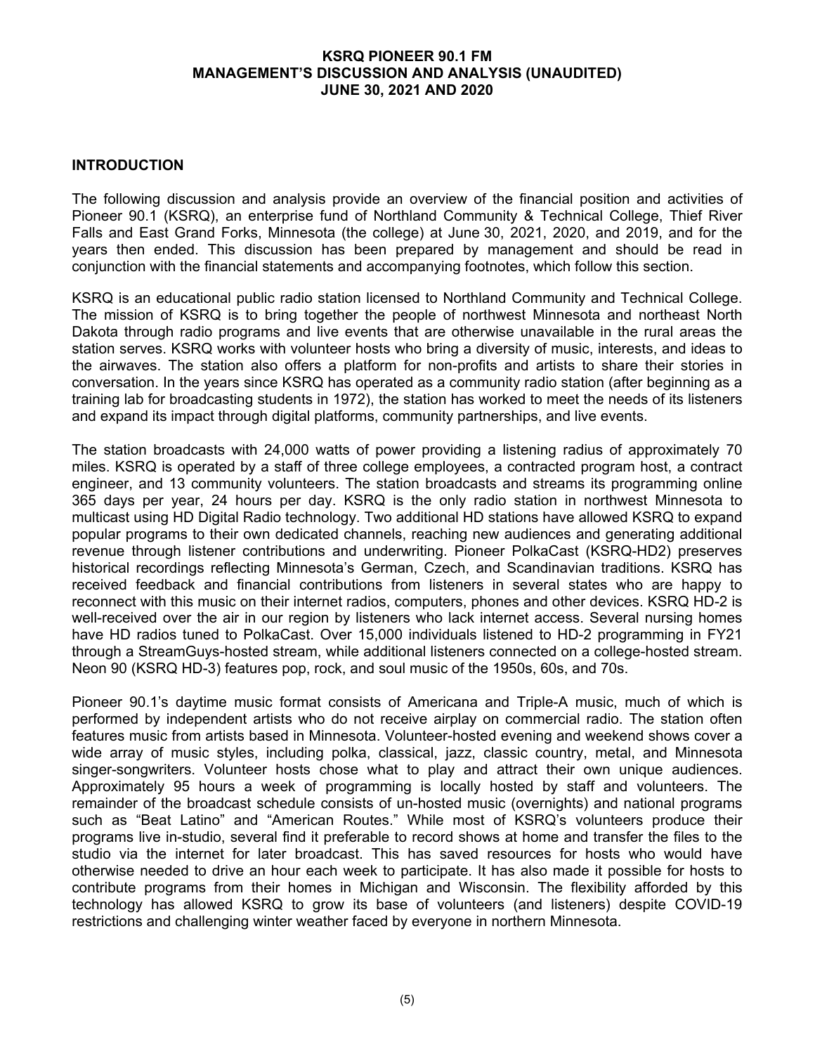# INTRODUCTION

The following discussion and analysis provide an overview of the financial position and activities of Pioneer 90.1 (KSRQ), an enterprise fund of Northland Community & Technical College, Thief River Falls and East Grand Forks, Minnesota (the college) at June 30, 2021, 2020, and 2019, and for the years then ended. This discussion has been prepared by management and should be read in conjunction with the financial statements and accompanying footnotes, which follow this section.

KSRQ is an educational public radio station licensed to Northland Community and Technical College. The mission of KSRQ is to bring together the people of northwest Minnesota and northeast North Dakota through radio programs and live events that are otherwise unavailable in the rural areas the station serves. KSRQ works with volunteer hosts who bring a diversity of music, interests, and ideas to the airwaves. The station also offers a platform for non-profits and artists to share their stories in conversation. In the years since KSRQ has operated as a community radio station (after beginning as a training lab for broadcasting students in 1972), the station has worked to meet the needs of its listeners and expand its impact through digital platforms, community partnerships, and live events.

The station broadcasts with 24,000 watts of power providing a listening radius of approximately 70 miles. KSRQ is operated by a staff of three college employees, a contracted program host, a contract engineer, and 13 community volunteers. The station broadcasts and streams its programming online 365 days per year, 24 hours per day. KSRQ is the only radio station in northwest Minnesota to multicast using HD Digital Radio technology. Two additional HD stations have allowed KSRQ to expand popular programs to their own dedicated channels, reaching new audiences and generating additional revenue through listener contributions and underwriting. Pioneer PolkaCast (KSRQ-HD2) preserves historical recordings reflecting Minnesota's German, Czech, and Scandinavian traditions. KSRQ has received feedback and financial contributions from listeners in several states who are happy to reconnect with this music on their internet radios, computers, phones and other devices. KSRQ HD-2 is well-received over the air in our region by listeners who lack internet access. Several nursing homes have HD radios tuned to PolkaCast. Over 15,000 individuals listened to HD-2 programming in FY21 through a StreamGuys-hosted stream, while additional listeners connected on a college-hosted stream. Neon 90 (KSRQ HD-3) features pop, rock, and soul music of the 1950s, 60s, and 70s.

Pioneer 90.1's daytime music format consists of Americana and Triple-A music, much of which is performed by independent artists who do not receive airplay on commercial radio. The station often features music from artists based in Minnesota. Volunteer-hosted evening and weekend shows cover a wide array of music styles, including polka, classical, jazz, classic country, metal, and Minnesota singer-songwriters. Volunteer hosts chose what to play and attract their own unique audiences. Approximately 95 hours a week of programming is locally hosted by staff and volunteers. The remainder of the broadcast schedule consists of un-hosted music (overnights) and national programs such as "Beat Latino" and "American Routes." While most of KSRQ's volunteers produce their programs live in-studio, several find it preferable to record shows at home and transfer the files to the studio via the internet for later broadcast. This has saved resources for hosts who would have otherwise needed to drive an hour each week to participate. It has also made it possible for hosts to contribute programs from their homes in Michigan and Wisconsin. The flexibility afforded by this technology has allowed KSRQ to grow its base of volunteers (and listeners) despite COVID-19 restrictions and challenging winter weather faced by everyone in northern Minnesota.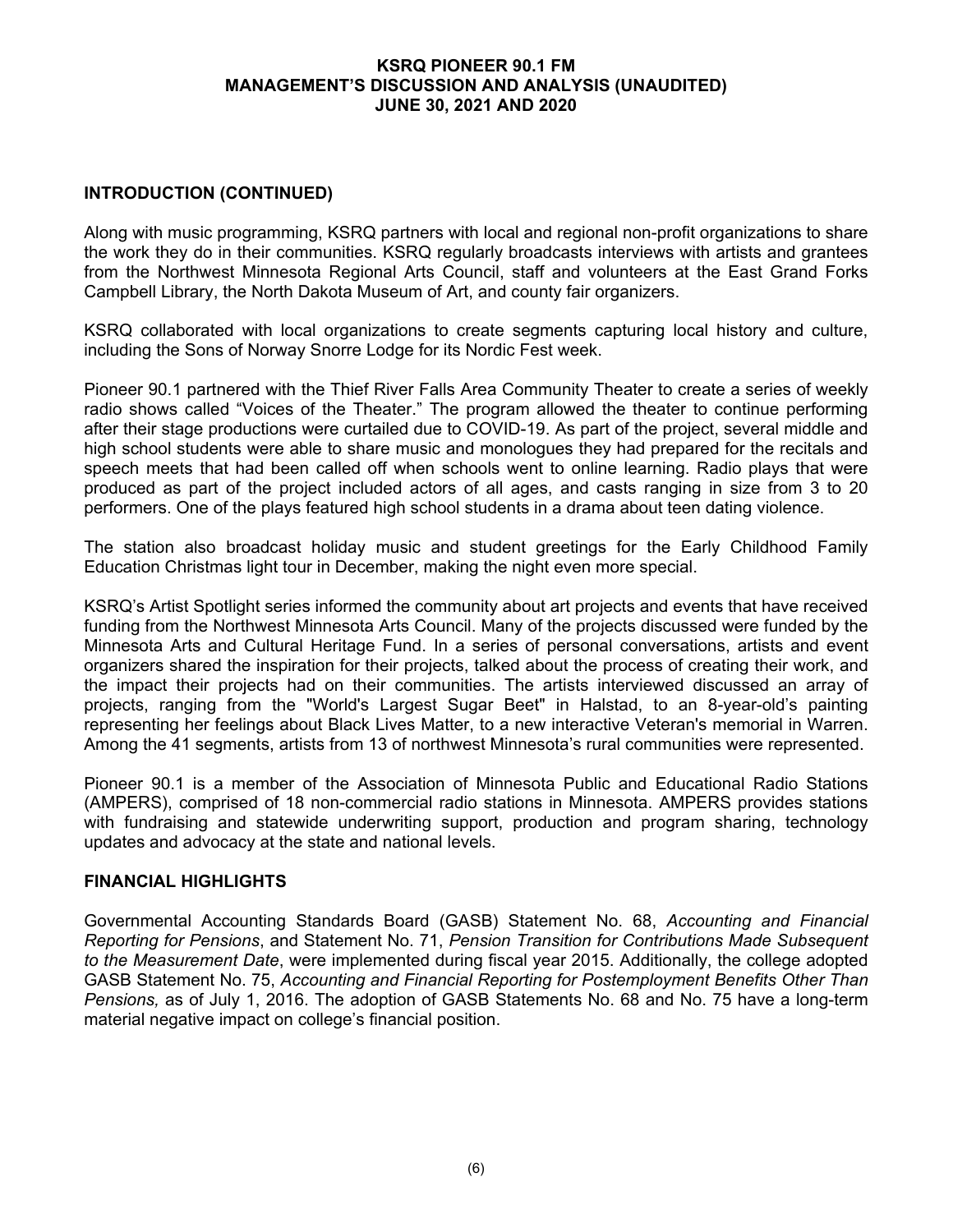## INTRODUCTION (CONTINUED)

Along with music programming, KSRQ partners with local and regional non-profit organizations to share the work they do in their communities. KSRQ regularly broadcasts interviews with artists and grantees from the Northwest Minnesota Regional Arts Council, staff and volunteers at the East Grand Forks Campbell Library, the North Dakota Museum of Art, and county fair organizers.

KSRQ collaborated with local organizations to create segments capturing local history and culture, including the Sons of Norway Snorre Lodge for its Nordic Fest week.

Pioneer 90.1 partnered with the Thief River Falls Area Community Theater to create a series of weekly radio shows called "Voices of the Theater." The program allowed the theater to continue performing after their stage productions were curtailed due to COVID-19. As part of the project, several middle and high school students were able to share music and monologues they had prepared for the recitals and speech meets that had been called off when schools went to online learning. Radio plays that were produced as part of the project included actors of all ages, and casts ranging in size from 3 to 20 performers. One of the plays featured high school students in a drama about teen dating violence.

The station also broadcast holiday music and student greetings for the Early Childhood Family Education Christmas light tour in December, making the night even more special.

KSRQ's Artist Spotlight series informed the community about art projects and events that have received funding from the Northwest Minnesota Arts Council. Many of the projects discussed were funded by the Minnesota Arts and Cultural Heritage Fund. In a series of personal conversations, artists and event organizers shared the inspiration for their projects, talked about the process of creating their work, and the impact their projects had on their communities. The artists interviewed discussed an array of projects, ranging from the "World's Largest Sugar Beet" in Halstad, to an 8-year-old's painting representing her feelings about Black Lives Matter, to a new interactive Veteran's memorial in Warren. Among the 41 segments, artists from 13 of northwest Minnesota's rural communities were represented.

Pioneer 90.1 is a member of the Association of Minnesota Public and Educational Radio Stations (AMPERS), comprised of 18 non-commercial radio stations in Minnesota. AMPERS provides stations with fundraising and statewide underwriting support, production and program sharing, technology updates and advocacy at the state and national levels.

## FINANCIAL HIGHLIGHTS

Governmental Accounting Standards Board (GASB) Statement No. 68, *Accounting and Financial Reporting for Pensions*, and Statement No. 71, *Pension Transition for Contributions Made Subsequent to the Measurement Date*, were implemented during fiscal year 2015. Additionally, the college adopted GASB Statement No. 75, *Accounting and Financial Reporting for Postemployment Benefits Other Than Pensions,* as of July 1, 2016. The adoption of GASB Statements No. 68 and No. 75 have a long-term material negative impact on college's financial position.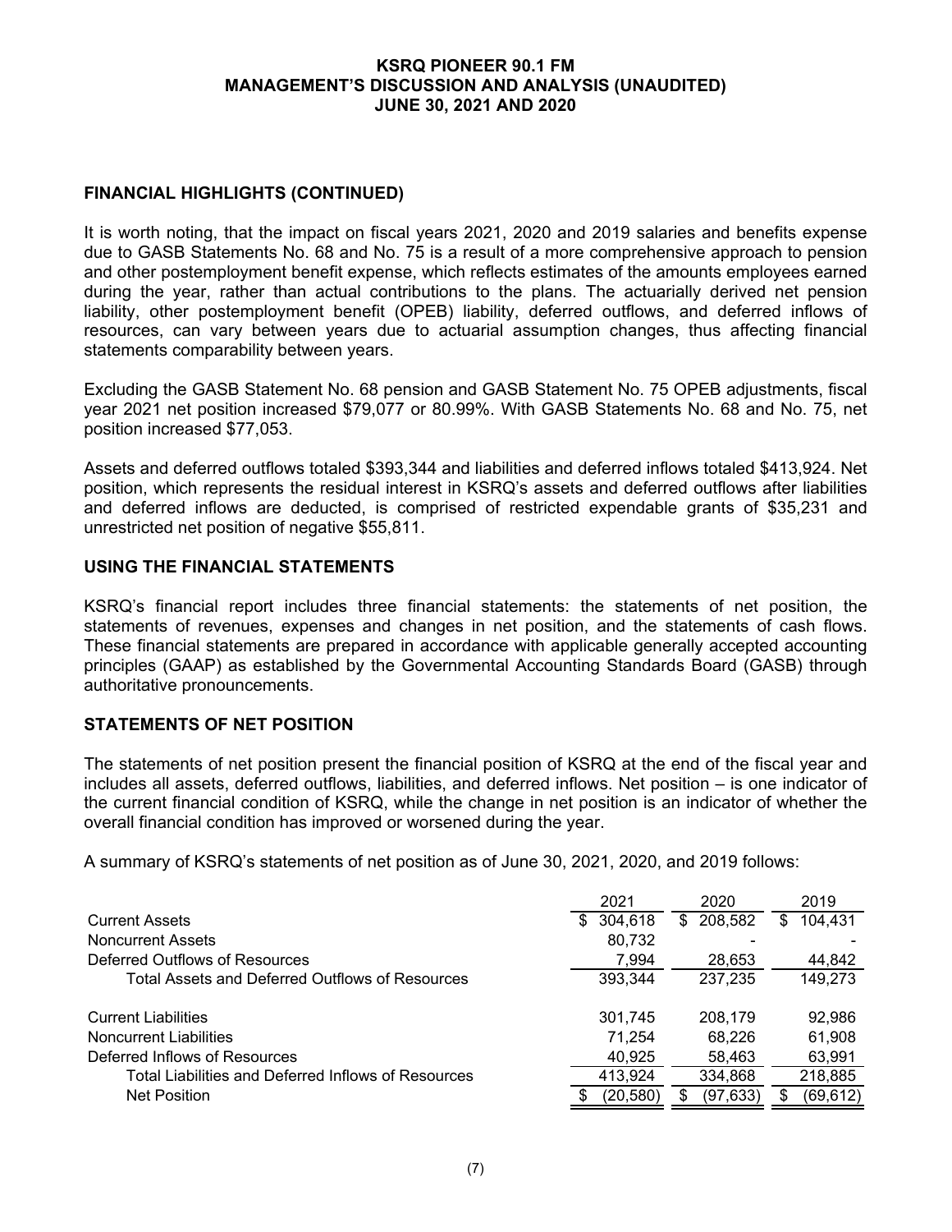## FINANCIAL HIGHLIGHTS (CONTINUED)

It is worth noting, that the impact on fiscal years 2021, 2020 and 2019 salaries and benefits expense due to GASB Statements No. 68 and No. 75 is a result of a more comprehensive approach to pension and other postemployment benefit expense, which reflects estimates of the amounts employees earned during the year, rather than actual contributions to the plans. The actuarially derived net pension liability, other postemployment benefit (OPEB) liability, deferred outflows, and deferred inflows of resources, can vary between years due to actuarial assumption changes, thus affecting financial statements comparability between years.

Excluding the GASB Statement No. 68 pension and GASB Statement No. 75 OPEB adjustments, fiscal year 2021 net position increased $79,077 or 80.99%. With GASB Statements No. 68 and No. 75, net position increased $77,053.

Assets and deferred outflows totaled $393,344 and liabilities and deferred inflows totaled $413,924. Net position, which represents the residual interest in KSRQ's assets and deferred outflows after liabilities and deferred inflows are deducted, is comprised of restricted expendable grants of $35,231 and unrestricted net position of negative $55,811.

## USING THE FINANCIAL STATEMENTS

KSRQ's financial report includes three financial statements: the statements of net position, the statements of revenues, expenses and changes in net position, and the statements of cash flows. These financial statements are prepared in accordance with applicable generally accepted accounting principles (GAAP) as established by the Governmental Accounting Standards Board (GASB) through authoritative pronouncements.

## STATEMENTS OF NET POSITION

The statements of net position present the financial position of KSRQ at the end of the fiscal year and includes all assets, deferred outflows, liabilities, and deferred inflows. Net position – is one indicator of the current financial condition of KSRQ, while the change in net position is an indicator of whether the overall financial condition has improved or worsened during the year.

A summary of KSRQ's statements of net position as of June 30, 2021, 2020, and 2019 follows:

| | 2021 | 2020 | 2019 |
|---|---|---|---|
| Current Assets | $ 304,618 | $ 208,582 | $ 104,431 |
| Noncurrent Assets | 80,732 | - | - |
| Deferred Outflows of Resources | 7,994 | 28,653 | 44,842 |
| Total Assets and Deferred Outflows of Resources | 393,344 | 237,235 | 149,273 |
| Current Liabilities | 301,745 | 208,179 | 92,986 |
| Noncurrent Liabilities | 71,254 | 68,226 | 61,908 |
| Deferred Inflows of Resources | 40,925 | 58,463 | 63,991 |
| Total Liabilities and Deferred Inflows of Resources | 413,924 | 334,868 | 218,885 |
| Net Position | $ (20,580) | $ (97,633) | $ (69,612) |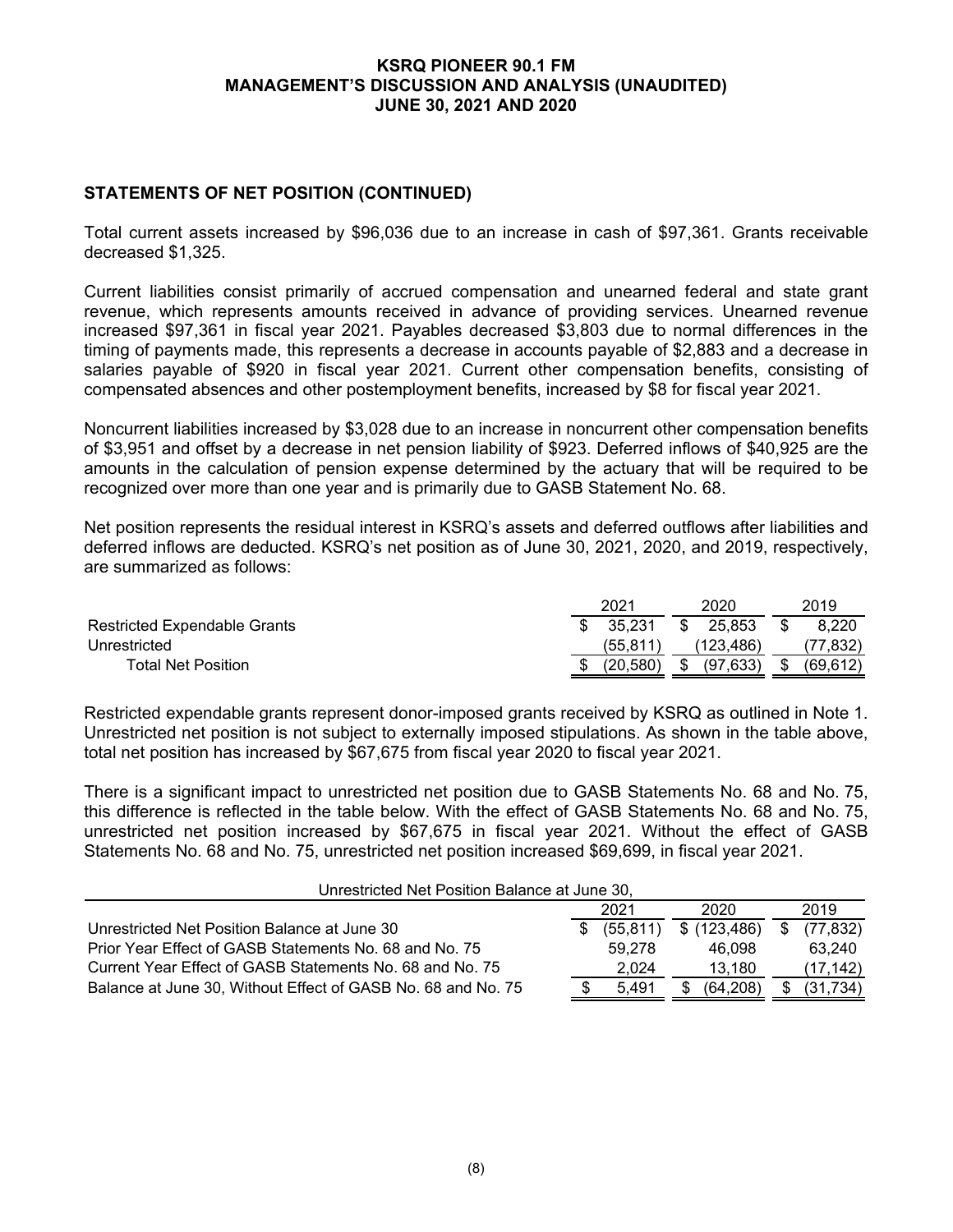## STATEMENTS OF NET POSITION (CONTINUED)

Total current assets increased by $96,036 due to an increase in cash of $97,361. Grants receivable decreased $1,325.

Current liabilities consist primarily of accrued compensation and unearned federal and state grant revenue, which represents amounts received in advance of providing services. Unearned revenue increased $97,361 in fiscal year 2021. Payables decreased $3,803 due to normal differences in the timing of payments made, this represents a decrease in accounts payable of $2,883 and a decrease in salaries payable of $920 in fiscal year 2021. Current other compensation benefits, consisting of compensated absences and other postemployment benefits, increased by $8 for fiscal year 2021.

Noncurrent liabilities increased by $3,028 due to an increase in noncurrent other compensation benefits of $3,951 and offset by a decrease in net pension liability of $923. Deferred inflows of $40,925 are the amounts in the calculation of pension expense determined by the actuary that will be required to be recognized over more than one year and is primarily due to GASB Statement No. 68.

Net position represents the residual interest in KSRQ's assets and deferred outflows after liabilities and deferred inflows are deducted. KSRQ's net position as of June 30, 2021, 2020, and 2019, respectively, are summarized as follows:

| | 2021 | 2020 | 2019 |
|---|---|---|---|
| Restricted Expendable Grants | $ 35,231 | $ 25,853 | $ 8,220 |
| Unrestricted | (55,811) | (123,486) | (77,832) |
| Total Net Position | $ (20,580) | $ (97,633) | $ (69,612) |

Restricted expendable grants represent donor-imposed grants received by KSRQ as outlined in Note 1. Unrestricted net position is not subject to externally imposed stipulations. As shown in the table above, total net position has increased by $67,675 from fiscal year 2020 to fiscal year 2021.

There is a significant impact to unrestricted net position due to GASB Statements No. 68 and No. 75, this difference is reflected in the table below. With the effect of GASB Statements No. 68 and No. 75, unrestricted net position increased by $67,675 in fiscal year 2021. Without the effect of GASB Statements No. 68 and No. 75, unrestricted net position increased $69,699, in fiscal year 2021.

| Unrestricted Net Position Balance at June 30, | 2021 | 2020 | 2019 |
|---|---|---|---|
| Unrestricted Net Position Balance at June 30 | $ (55,811) | $ (123,486) | $ (77,832) |
| Prior Year Effect of GASB Statements No. 68 and No. 75 | 59,278 | 46,098 | 63,240 |
| Current Year Effect of GASB Statements No. 68 and No. 75 | 2,024 | 13,180 | (17,142) |
| Balance at June 30, Without Effect of GASB No. 68 and No. 75 | $ 5,491 | $ (64,208) | $ (31,734) |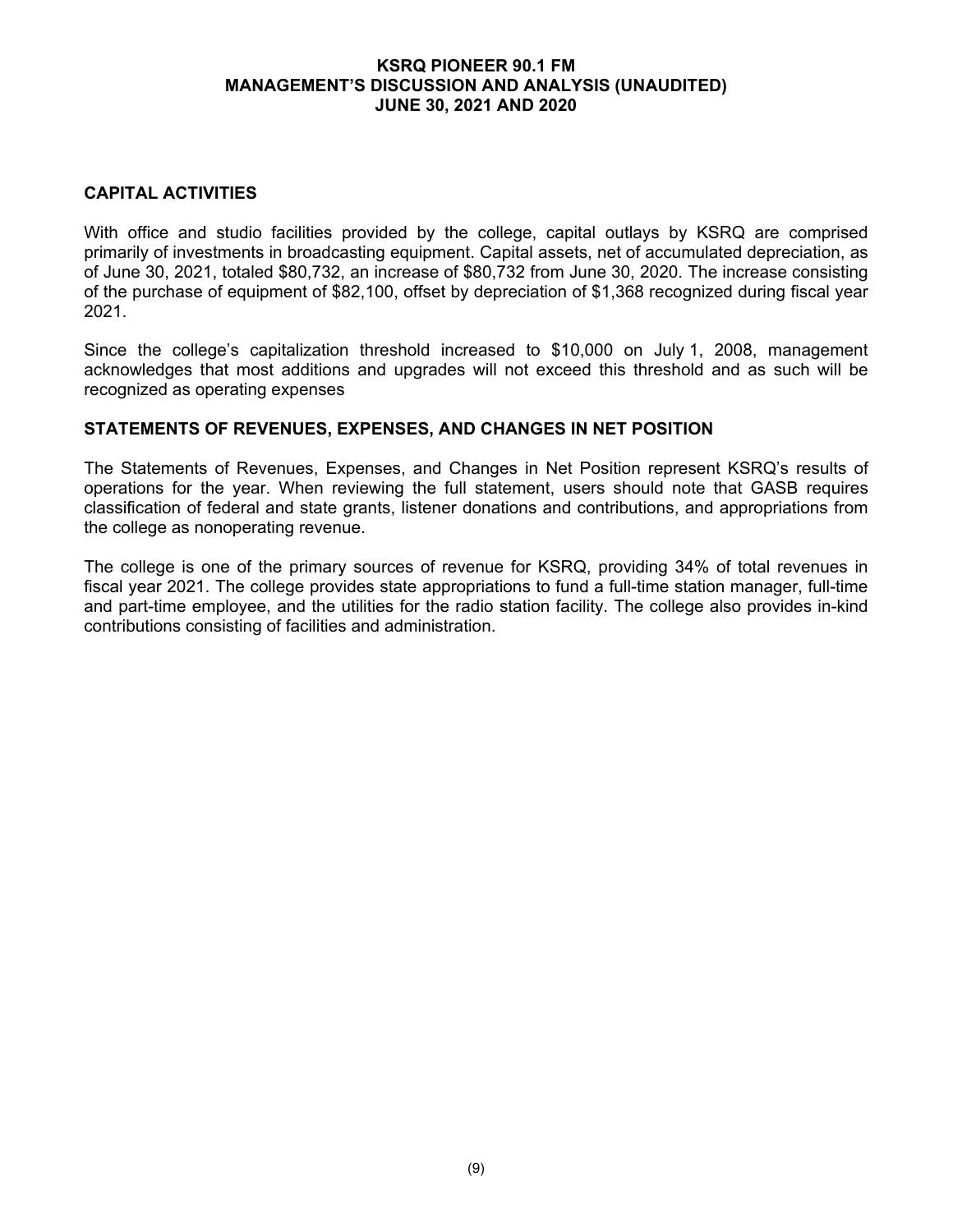## CAPITAL ACTIVITIES

With office and studio facilities provided by the college, capital outlays by KSRQ are comprised primarily of investments in broadcasting equipment. Capital assets, net of accumulated depreciation, as of June 30, 2021, totaled $80,732, an increase of $80,732 from June 30, 2020. The increase consisting of the purchase of equipment of $82,100, offset by depreciation of $1,368 recognized during fiscal year 2021.

Since the college's capitalization threshold increased to $10,000 on July 1, 2008, management acknowledges that most additions and upgrades will not exceed this threshold and as such will be recognized as operating expenses

## STATEMENTS OF REVENUES, EXPENSES, AND CHANGES IN NET POSITION

The Statements of Revenues, Expenses, and Changes in Net Position represent KSRQ's results of operations for the year. When reviewing the full statement, users should note that GASB requires classification of federal and state grants, listener donations and contributions, and appropriations from the college as nonoperating revenue.

The college is one of the primary sources of revenue for KSRQ, providing 34% of total revenues in fiscal year 2021. The college provides state appropriations to fund a full-time station manager, full-time and part-time employee, and the utilities for the radio station facility. The college also provides in-kind contributions consisting of facilities and administration.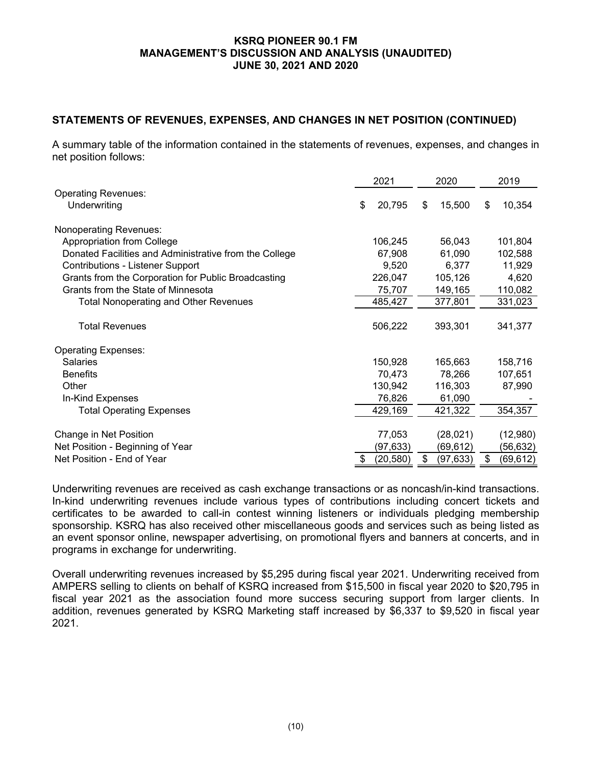## STATEMENTS OF REVENUES, EXPENSES, AND CHANGES IN NET POSITION (CONTINUED)

A summary table of the information contained in the statements of revenues, expenses, and changes in net position follows:

| | 2021 | 2020 | 2019 |
|---|---|---|---|
| Operating Revenues: | | | |
| Underwriting | $ 20,795 | $ 15,500 | $ 10,354 |
| Nonoperating Revenues: | | | |
| Appropriation from College | 106,245 | 56,043 | 101,804 |
| Donated Facilities and Administrative from the College | 67,908 | 61,090 | 102,588 |
| Contributions - Listener Support | 9,520 | 6,377 | 11,929 |
| Grants from the Corporation for Public Broadcasting | 226,047 | 105,126 | 4,620 |
| Grants from the State of Minnesota | 75,707 | 149,165 | 110,082 |
| Total Nonoperating and Other Revenues | 485,427 | 377,801 | 331,023 |
| Total Revenues | 506,222 | 393,301 | 341,377 |
| Operating Expenses: | | | |
| Salaries | 150,928 | 165,663 | 158,716 |
| Benefits | 70,473 | 78,266 | 107,651 |
| Other | 130,942 | 116,303 | 87,990 |
| In-Kind Expenses | 76,826 | 61,090 | - |
| Total Operating Expenses | 429,169 | 421,322 | 354,357 |
| Change in Net Position | 77,053 | (28,021) | (12,980) |
| Net Position - Beginning of Year | (97,633) | (69,612) | (56,632) |
| Net Position - End of Year | $ (20,580) | $ (97,633) | $ (69,612) |

Underwriting revenues are received as cash exchange transactions or as noncash/in-kind transactions. In-kind underwriting revenues include various types of contributions including concert tickets and certificates to be awarded to call-in contest winning listeners or individuals pledging membership sponsorship. KSRQ has also received other miscellaneous goods and services such as being listed as an event sponsor online, newspaper advertising, on promotional flyers and banners at concerts, and in programs in exchange for underwriting.

Overall underwriting revenues increased by $5,295 during fiscal year 2021. Underwriting received from AMPERS selling to clients on behalf of KSRQ increased from $15,500 in fiscal year 2020 to $20,795 in fiscal year 2021 as the association found more success securing support from larger clients. In addition, revenues generated by KSRQ Marketing staff increased by $6,337 to $9,520 in fiscal year 2021.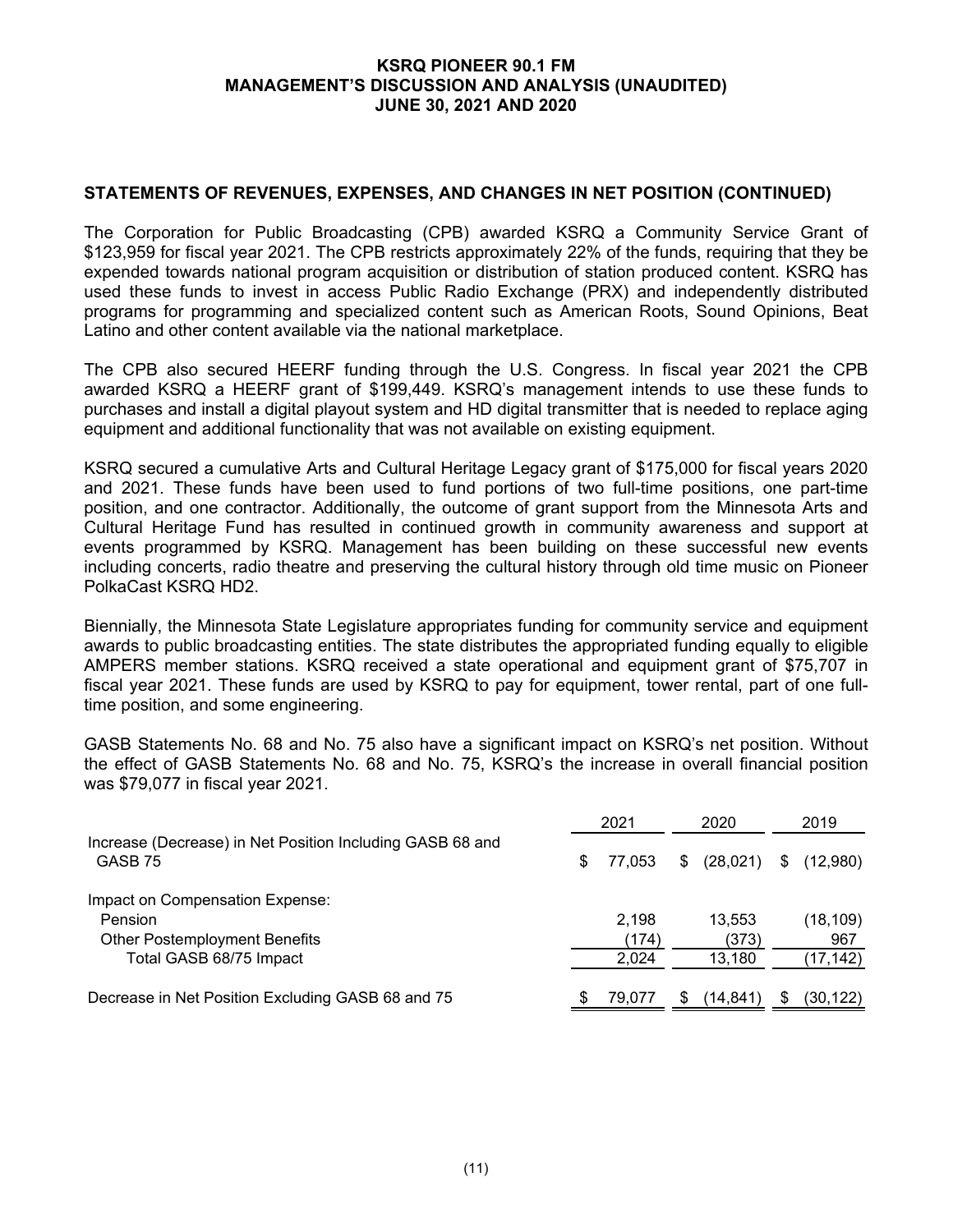## STATEMENTS OF REVENUES, EXPENSES, AND CHANGES IN NET POSITION (CONTINUED)

The Corporation for Public Broadcasting (CPB) awarded KSRQ a Community Service Grant of $123,959 for fiscal year 2021. The CPB restricts approximately 22% of the funds, requiring that they be expended towards national program acquisition or distribution of station produced content. KSRQ has used these funds to invest in access Public Radio Exchange (PRX) and independently distributed programs for programming and specialized content such as American Roots, Sound Opinions, Beat Latino and other content available via the national marketplace.

The CPB also secured HEERF funding through the U.S. Congress. In fiscal year 2021 the CPB awarded KSRQ a HEERF grant of $199,449. KSRQ's management intends to use these funds to purchases and install a digital playout system and HD digital transmitter that is needed to replace aging equipment and additional functionality that was not available on existing equipment.

KSRQ secured a cumulative Arts and Cultural Heritage Legacy grant of $175,000 for fiscal years 2020 and 2021. These funds have been used to fund portions of two full-time positions, one part-time position, and one contractor. Additionally, the outcome of grant support from the Minnesota Arts and Cultural Heritage Fund has resulted in continued growth in community awareness and support at events programmed by KSRQ. Management has been building on these successful new events including concerts, radio theatre and preserving the cultural history through old time music on Pioneer PolkaCast KSRQ HD2.

Biennially, the Minnesota State Legislature appropriates funding for community service and equipment awards to public broadcasting entities. The state distributes the appropriated funding equally to eligible AMPERS member stations. KSRQ received a state operational and equipment grant of $75,707 in fiscal year 2021. These funds are used by KSRQ to pay for equipment, tower rental, part of one full-time position, and some engineering.

GASB Statements No. 68 and No. 75 also have a significant impact on KSRQ's net position. Without the effect of GASB Statements No. 68 and No. 75, KSRQ's the increase in overall financial position was $79,077 in fiscal year 2021.

| | 2021 | 2020 | 2019 |
|---|---|---|---|
| Increase (Decrease) in Net Position Including GASB 68 and GASB 75 | $ 77,053 | $ (28,021) | $ (12,980) |
| Impact on Compensation Expense: | | | |
| Pension | 2,198 | 13,553 | (18,109) |
| Other Postemployment Benefits | (174) | (373) | 967 |
| Total GASB 68/75 Impact | 2,024 | 13,180 | (17,142) |
| Decrease in Net Position Excluding GASB 68 and 75 | $ 79,077 | $ (14,841) | $ (30,122) |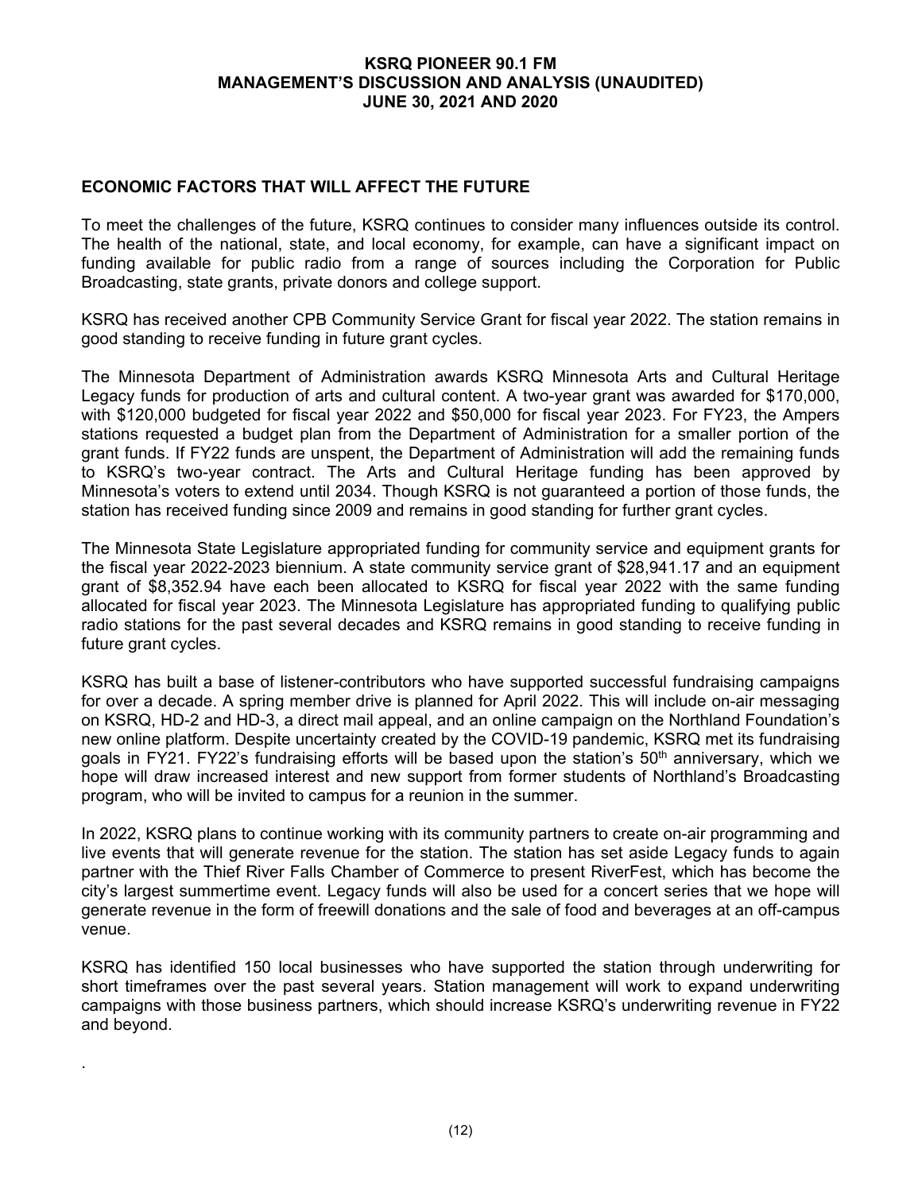## ECONOMIC FACTORS THAT WILL AFFECT THE FUTURE

To meet the challenges of the future, KSRQ continues to consider many influences outside its control. The health of the national, state, and local economy, for example, can have a significant impact on funding available for public radio from a range of sources including the Corporation for Public Broadcasting, state grants, private donors and college support.

KSRQ has received another CPB Community Service Grant for fiscal year 2022. The station remains in good standing to receive funding in future grant cycles.

The Minnesota Department of Administration awards KSRQ Minnesota Arts and Cultural Heritage Legacy funds for production of arts and cultural content. A two-year grant was awarded for $170,000, with $120,000 budgeted for fiscal year 2022 and $50,000 for fiscal year 2023. For FY23, the Ampers stations requested a budget plan from the Department of Administration for a smaller portion of the grant funds. If FY22 funds are unspent, the Department of Administration will add the remaining funds to KSRQ's two-year contract. The Arts and Cultural Heritage funding has been approved by Minnesota's voters to extend until 2034. Though KSRQ is not guaranteed a portion of those funds, the station has received funding since 2009 and remains in good standing for further grant cycles.

The Minnesota State Legislature appropriated funding for community service and equipment grants for the fiscal year 2022-2023 biennium. A state community service grant of $28,941.17 and an equipment grant of $8,352.94 have each been allocated to KSRQ for fiscal year 2022 with the same funding allocated for fiscal year 2023. The Minnesota Legislature has appropriated funding to qualifying public radio stations for the past several decades and KSRQ remains in good standing to receive funding in future grant cycles.

KSRQ has built a base of listener-contributors who have supported successful fundraising campaigns for over a decade. A spring member drive is planned for April 2022. This will include on-air messaging on KSRQ, HD-2 and HD-3, a direct mail appeal, and an online campaign on the Northland Foundation's new online platform. Despite uncertainty created by the COVID-19 pandemic, KSRQ met its fundraising goals in FY21. FY22's fundraising efforts will be based upon the station's 50th anniversary, which we hope will draw increased interest and new support from former students of Northland's Broadcasting program, who will be invited to campus for a reunion in the summer.

In 2022, KSRQ plans to continue working with its community partners to create on-air programming and live events that will generate revenue for the station. The station has set aside Legacy funds to again partner with the Thief River Falls Chamber of Commerce to present RiverFest, which has become the city's largest summertime event. Legacy funds will also be used for a concert series that we hope will generate revenue in the form of freewill donations and the sale of food and beverages at an off-campus venue.

KSRQ has identified 150 local businesses who have supported the station through underwriting for short timeframes over the past several years. Station management will work to expand underwriting campaigns with those business partners, which should increase KSRQ's underwriting revenue in FY22 and beyond.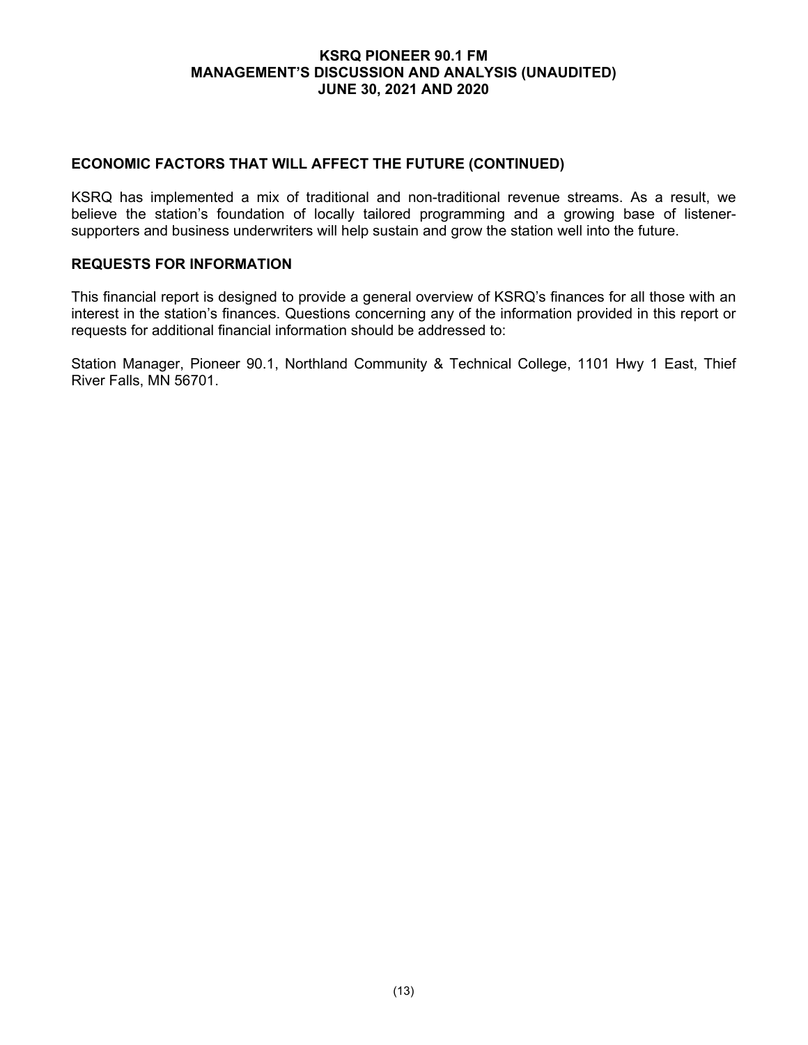## ECONOMIC FACTORS THAT WILL AFFECT THE FUTURE (CONTINUED)

KSRQ has implemented a mix of traditional and non-traditional revenue streams. As a result, we believe the station's foundation of locally tailored programming and a growing base of listener-supporters and business underwriters will help sustain and grow the station well into the future.

## REQUESTS FOR INFORMATION

This financial report is designed to provide a general overview of KSRQ's finances for all those with an interest in the station's finances. Questions concerning any of the information provided in this report or requests for additional financial information should be addressed to:

Station Manager, Pioneer 90.1, Northland Community & Technical College, 1101 Hwy 1 East, Thief River Falls, MN 56701.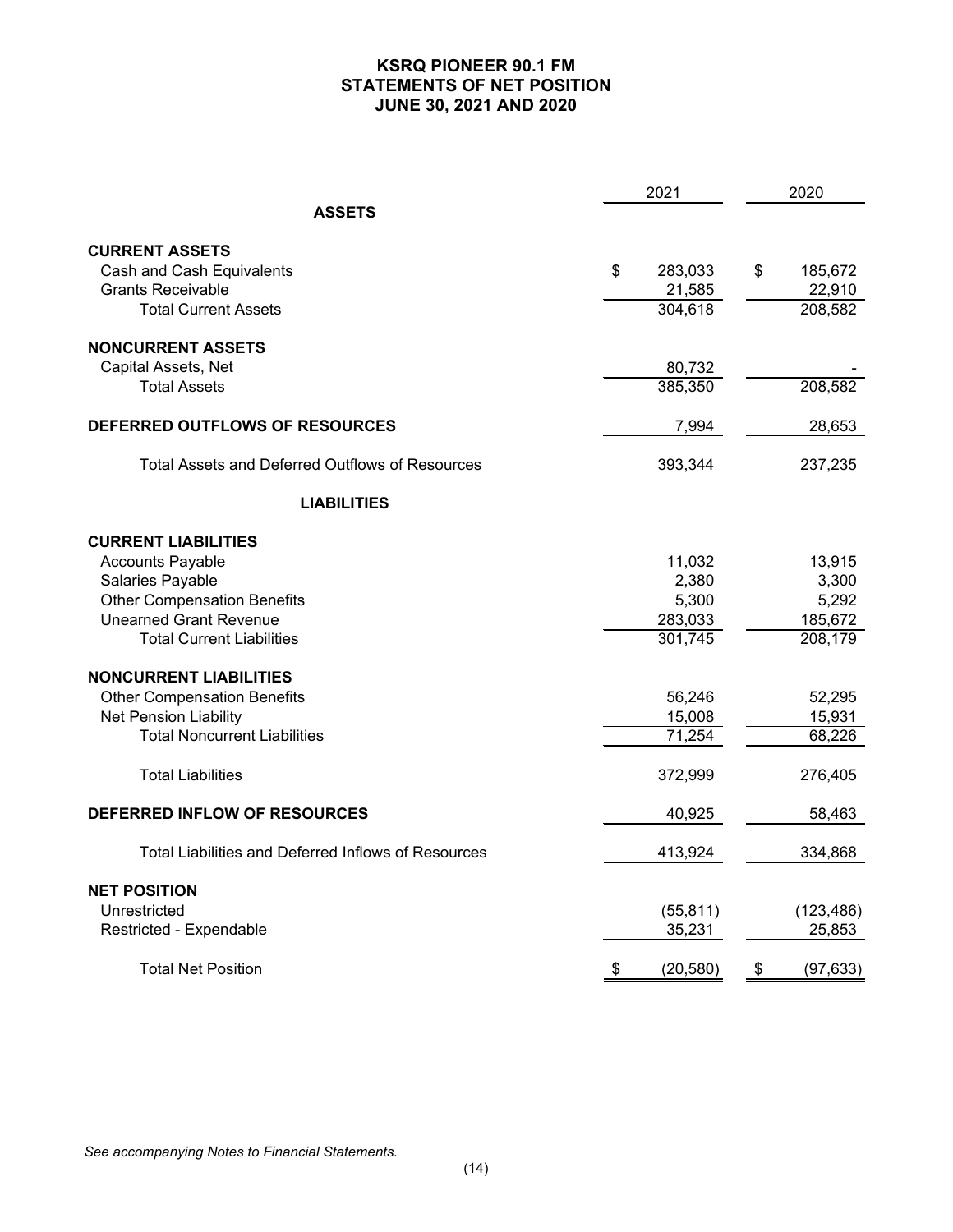# KSRQ PIONEER 90.1 FM
## STATEMENTS OF NET POSITION
## JUNE 30, 2021 AND 2020

| | 2021 | 2020 |
|---|---|---|
| **ASSETS** | | |
| **CURRENT ASSETS** | | |
| Cash and Cash Equivalents | $ 283,033 | $ 185,672 |
| Grants Receivable | 21,585 | 22,910 |
| Total Current Assets | 304,618 | 208,582 |
| **NONCURRENT ASSETS** | | |
| Capital Assets, Net | 80,732 | - |
| Total Assets | 385,350 | 208,582 |
| **DEFERRED OUTFLOWS OF RESOURCES** | 7,994 | 28,653 |
| Total Assets and Deferred Outflows of Resources | 393,344 | 237,235 |
| **LIABILITIES** | | |
| **CURRENT LIABILITIES** | | |
| Accounts Payable | 11,032 | 13,915 |
| Salaries Payable | 2,380 | 3,300 |
| Other Compensation Benefits | 5,300 | 5,292 |
| Unearned Grant Revenue | 283,033 | 185,672 |
| Total Current Liabilities | 301,745 | 208,179 |
| **NONCURRENT LIABILITIES** | | |
| Other Compensation Benefits | 56,246 | 52,295 |
| Net Pension Liability | 15,008 | 15,931 |
| Total Noncurrent Liabilities | 71,254 | 68,226 |
| Total Liabilities | 372,999 | 276,405 |
| **DEFERRED INFLOW OF RESOURCES** | 40,925 | 58,463 |
| Total Liabilities and Deferred Inflows of Resources | 413,924 | 334,868 |
| **NET POSITION** | | |
| Unrestricted | (55,811) | (123,486) |
| Restricted - Expendable | 35,231 | 25,853 |
| Total Net Position | $ (20,580) | $ (97,633) |

*See accompanying Notes to Financial Statements.*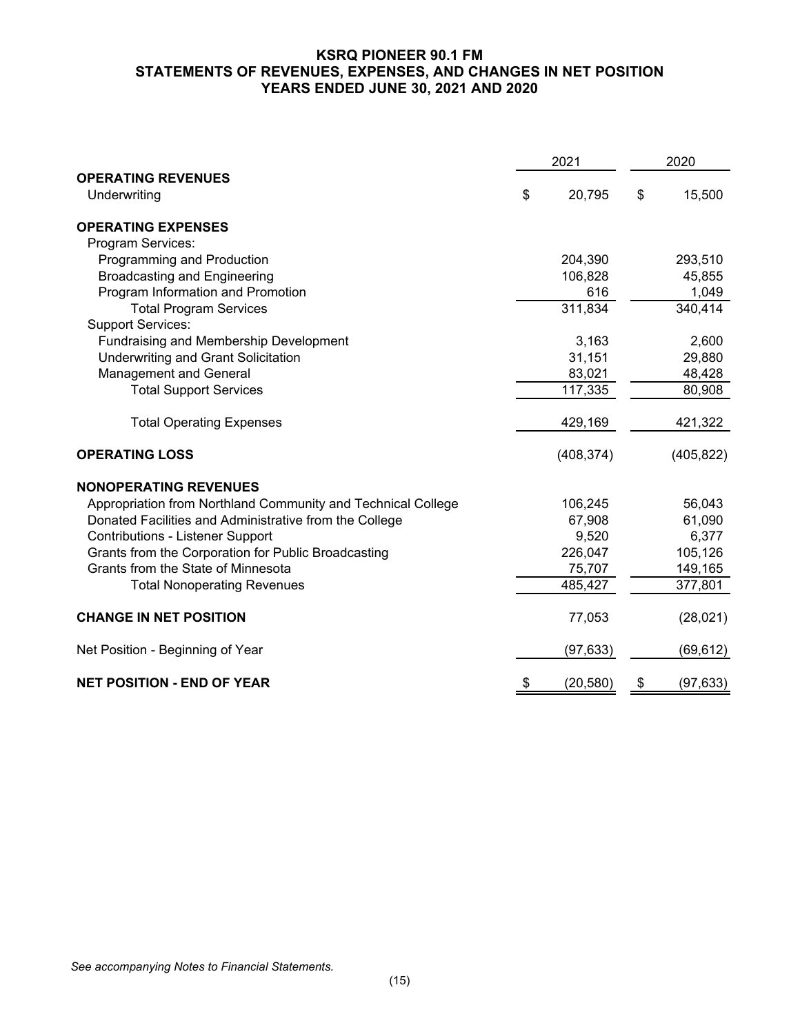# KSRQ PIONEER 90.1 FM
## STATEMENTS OF REVENUES, EXPENSES, AND CHANGES IN NET POSITION
### YEARS ENDED JUNE 30, 2021 AND 2020

| | 2021 | 2020 |
|---|---|---|
| **OPERATING REVENUES** | | |
| Underwriting | $ 20,795 | $ 15,500 |
| | | |
| **OPERATING EXPENSES** | | |
| Program Services: | | |
| Programming and Production | 204,390 | 293,510 |
| Broadcasting and Engineering | 106,828 | 45,855 |
| Program Information and Promotion | 616 | 1,049 |
| Total Program Services | 311,834 | 340,414 |
| Support Services: | | |
| Fundraising and Membership Development | 3,163 | 2,600 |
| Underwriting and Grant Solicitation | 31,151 | 29,880 |
| Management and General | 83,021 | 48,428 |
| Total Support Services | 117,335 | 80,908 |
| | | |
| Total Operating Expenses | 429,169 | 421,322 |
| | | |
| **OPERATING LOSS** | (408,374) | (405,822) |
| | | |
| **NONOPERATING REVENUES** | | |
| Appropriation from Northland Community and Technical College | 106,245 | 56,043 |
| Donated Facilities and Administrative from the College | 67,908 | 61,090 |
| Contributions - Listener Support | 9,520 | 6,377 |
| Grants from the Corporation for Public Broadcasting | 226,047 | 105,126 |
| Grants from the State of Minnesota | 75,707 | 149,165 |
| Total Nonoperating Revenues | 485,427 | 377,801 |
| | | |
| **CHANGE IN NET POSITION** | 77,053 | (28,021) |
| | | |
| Net Position - Beginning of Year | (97,633) | (69,612) |
| | | |
| **NET POSITION - END OF YEAR** | $ (20,580) | $ (97,633) |

*See accompanying Notes to Financial Statements.*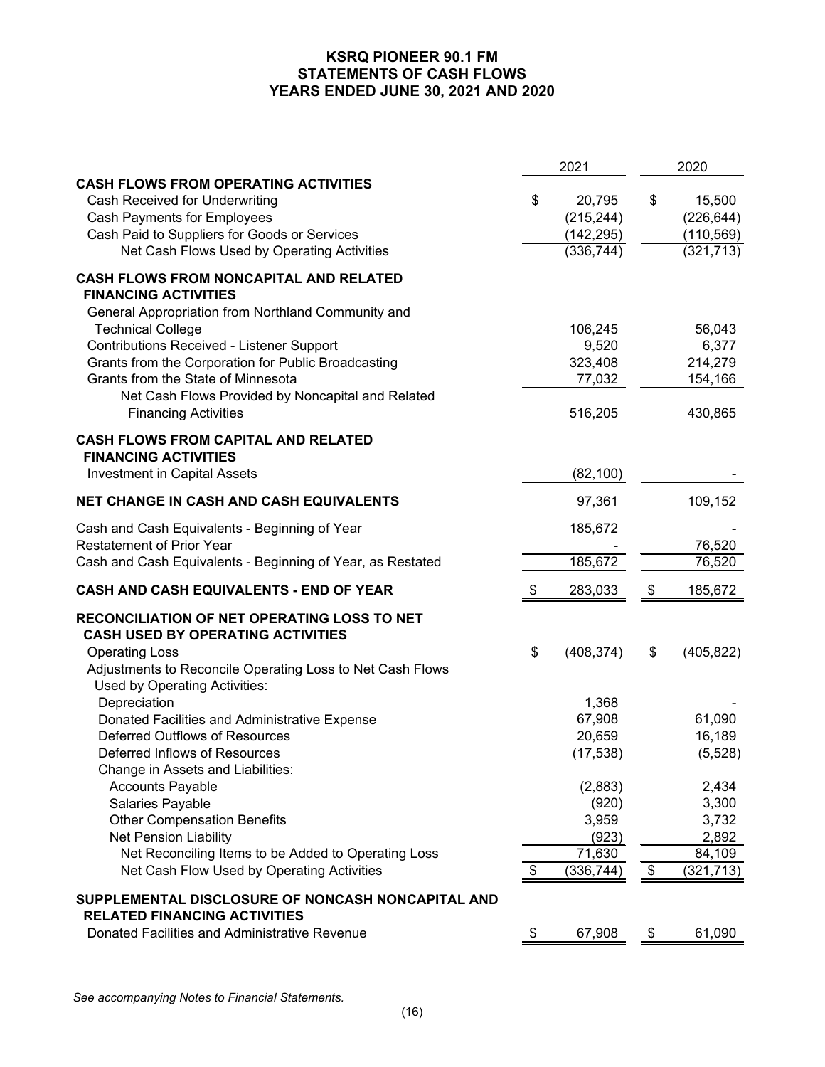# KSRQ PIONEER 90.1 FM
## STATEMENTS OF CASH FLOWS
## YEARS ENDED JUNE 30, 2021 AND 2020

| | 2021 | 2020 |
|---|---|---|
| **CASH FLOWS FROM OPERATING ACTIVITIES** | | |
| Cash Received for Underwriting | $ 20,795 | $ 15,500 |
| Cash Payments for Employees | (215,244) | (226,644) |
| Cash Paid to Suppliers for Goods or Services | (142,295) | (110,569) |
| Net Cash Flows Used by Operating Activities | (336,744) | (321,713) |
| **CASH FLOWS FROM NONCAPITAL AND RELATED FINANCING ACTIVITIES** | | |
| General Appropriation from Northland Community and Technical College | 106,245 | 56,043 |
| Contributions Received - Listener Support | 9,520 | 6,377 |
| Grants from the Corporation for Public Broadcasting | 323,408 | 214,279 |
| Grants from the State of Minnesota | 77,032 | 154,166 |
| Net Cash Flows Provided by Noncapital and Related Financing Activities | 516,205 | 430,865 |
| **CASH FLOWS FROM CAPITAL AND RELATED FINANCING ACTIVITIES** | | |
| Investment in Capital Assets | (82,100) | - |
| **NET CHANGE IN CASH AND CASH EQUIVALENTS** | 97,361 | 109,152 |
| Cash and Cash Equivalents - Beginning of Year | 185,672 | - |
| Restatement of Prior Year | - | 76,520 |
| Cash and Cash Equivalents - Beginning of Year, as Restated | 185,672 | 76,520 |
| **CASH AND CASH EQUIVALENTS - END OF YEAR** | $ 283,033 | $ 185,672 |
| **RECONCILIATION OF NET OPERATING LOSS TO NET CASH USED BY OPERATING ACTIVITIES** | | |
| Operating Loss | $ (408,374) | $ (405,822) |
| Adjustments to Reconcile Operating Loss to Net Cash Flows Used by Operating Activities: | | |
| Depreciation | 1,368 | - |
| Donated Facilities and Administrative Expense | 67,908 | 61,090 |
| Deferred Outflows of Resources | 20,659 | 16,189 |
| Deferred Inflows of Resources | (17,538) | (5,528) |
| Change in Assets and Liabilities: | | |
| Accounts Payable | (2,883) | 2,434 |
| Salaries Payable | (920) | 3,300 |
| Other Compensation Benefits | 3,959 | 3,732 |
| Net Pension Liability | (923) | 2,892 |
| Net Reconciling Items to be Added to Operating Loss | 71,630 | 84,109 |
| Net Cash Flow Used by Operating Activities | $ (336,744) | $ (321,713) |
| **SUPPLEMENTAL DISCLOSURE OF NONCASH NONCAPITAL AND RELATED FINANCING ACTIVITIES** | | |
| Donated Facilities and Administrative Revenue | $ 67,908 | $ 61,090 |

*See accompanying Notes to Financial Statements.*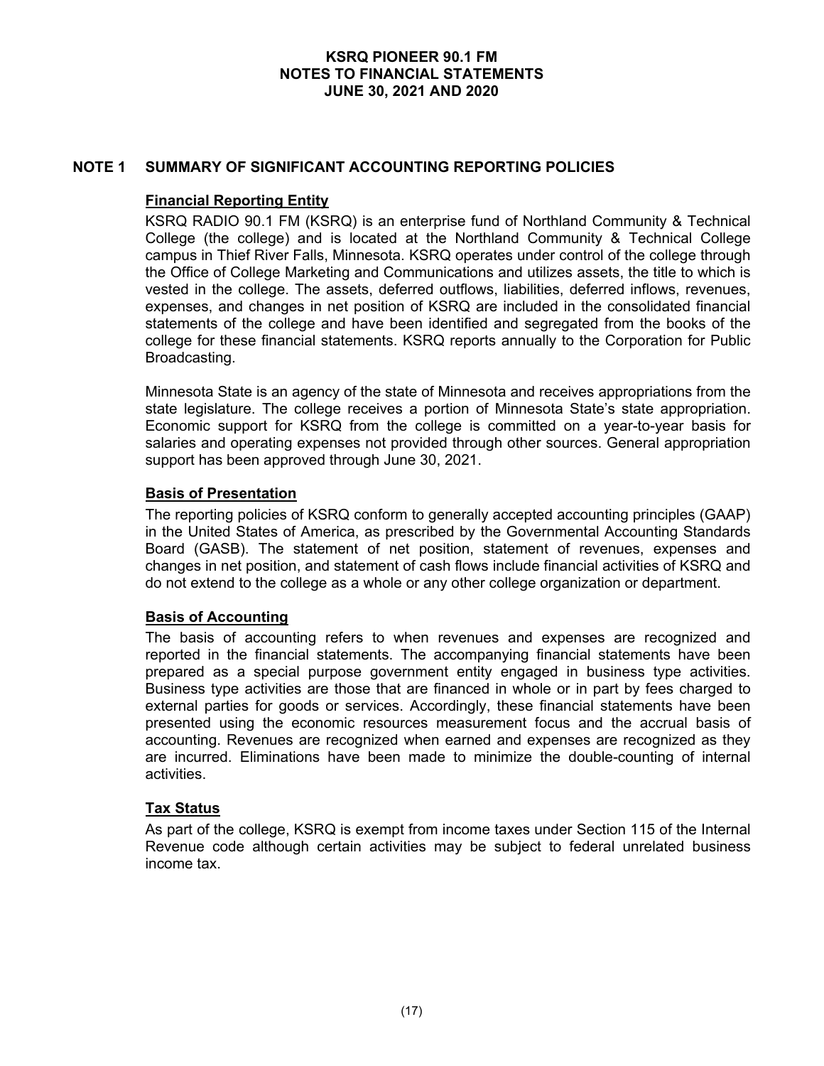# KSRQ PIONEER 90.1 FM
## NOTES TO FINANCIAL STATEMENTS
## JUNE 30, 2021 AND 2020

## NOTE 1 SUMMARY OF SIGNIFICANT ACCOUNTING REPORTING POLICIES

### Financial Reporting Entity

KSRQ RADIO 90.1 FM (KSRQ) is an enterprise fund of Northland Community & Technical College (the college) and is located at the Northland Community & Technical College campus in Thief River Falls, Minnesota. KSRQ operates under control of the college through the Office of College Marketing and Communications and utilizes assets, the title to which is vested in the college. The assets, deferred outflows, liabilities, deferred inflows, revenues, expenses, and changes in net position of KSRQ are included in the consolidated financial statements of the college and have been identified and segregated from the books of the college for these financial statements. KSRQ reports annually to the Corporation for Public Broadcasting.

Minnesota State is an agency of the state of Minnesota and receives appropriations from the state legislature. The college receives a portion of Minnesota State's state appropriation. Economic support for KSRQ from the college is committed on a year-to-year basis for salaries and operating expenses not provided through other sources. General appropriation support has been approved through June 30, 2021.

### Basis of Presentation

The reporting policies of KSRQ conform to generally accepted accounting principles (GAAP) in the United States of America, as prescribed by the Governmental Accounting Standards Board (GASB). The statement of net position, statement of revenues, expenses and changes in net position, and statement of cash flows include financial activities of KSRQ and do not extend to the college as a whole or any other college organization or department.

### Basis of Accounting

The basis of accounting refers to when revenues and expenses are recognized and reported in the financial statements. The accompanying financial statements have been prepared as a special purpose government entity engaged in business type activities. Business type activities are those that are financed in whole or in part by fees charged to external parties for goods or services. Accordingly, these financial statements have been presented using the economic resources measurement focus and the accrual basis of accounting. Revenues are recognized when earned and expenses are recognized as they are incurred. Eliminations have been made to minimize the double-counting of internal activities.

### Tax Status

As part of the college, KSRQ is exempt from income taxes under Section 115 of the Internal Revenue code although certain activities may be subject to federal unrelated business income tax.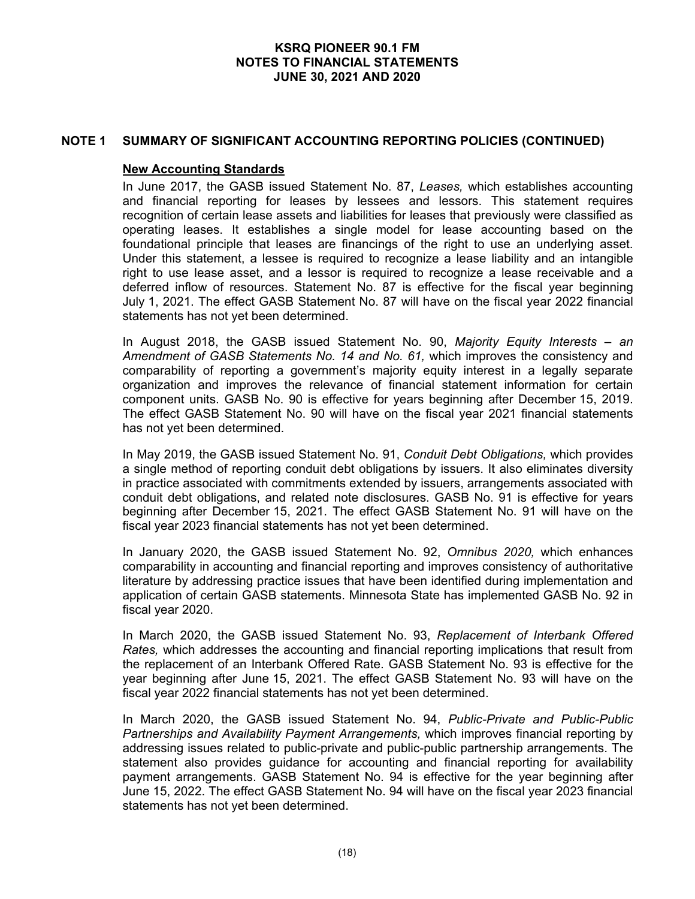## NOTE 1 SUMMARY OF SIGNIFICANT ACCOUNTING REPORTING POLICIES (CONTINUED)

### New Accounting Standards

In June 2017, the GASB issued Statement No. 87, *Leases,* which establishes accounting and financial reporting for leases by lessees and lessors. This statement requires recognition of certain lease assets and liabilities for leases that previously were classified as operating leases. It establishes a single model for lease accounting based on the foundational principle that leases are financings of the right to use an underlying asset. Under this statement, a lessee is required to recognize a lease liability and an intangible right to use lease asset, and a lessor is required to recognize a lease receivable and a deferred inflow of resources. Statement No. 87 is effective for the fiscal year beginning July 1, 2021. The effect GASB Statement No. 87 will have on the fiscal year 2022 financial statements has not yet been determined.

In August 2018, the GASB issued Statement No. 90, *Majority Equity Interests – an Amendment of GASB Statements No. 14 and No. 61,* which improves the consistency and comparability of reporting a government's majority equity interest in a legally separate organization and improves the relevance of financial statement information for certain component units. GASB No. 90 is effective for years beginning after December 15, 2019. The effect GASB Statement No. 90 will have on the fiscal year 2021 financial statements has not yet been determined.

In May 2019, the GASB issued Statement No. 91, *Conduit Debt Obligations,* which provides a single method of reporting conduit debt obligations by issuers. It also eliminates diversity in practice associated with commitments extended by issuers, arrangements associated with conduit debt obligations, and related note disclosures. GASB No. 91 is effective for years beginning after December 15, 2021. The effect GASB Statement No. 91 will have on the fiscal year 2023 financial statements has not yet been determined.

In January 2020, the GASB issued Statement No. 92, *Omnibus 2020,* which enhances comparability in accounting and financial reporting and improves consistency of authoritative literature by addressing practice issues that have been identified during implementation and application of certain GASB statements. Minnesota State has implemented GASB No. 92 in fiscal year 2020.

In March 2020, the GASB issued Statement No. 93, *Replacement of Interbank Offered Rates,* which addresses the accounting and financial reporting implications that result from the replacement of an Interbank Offered Rate. GASB Statement No. 93 is effective for the year beginning after June 15, 2021. The effect GASB Statement No. 93 will have on the fiscal year 2022 financial statements has not yet been determined.

In March 2020, the GASB issued Statement No. 94, *Public-Private and Public-Public Partnerships and Availability Payment Arrangements,* which improves financial reporting by addressing issues related to public-private and public-public partnership arrangements. The statement also provides guidance for accounting and financial reporting for availability payment arrangements. GASB Statement No. 94 is effective for the year beginning after June 15, 2022. The effect GASB Statement No. 94 will have on the fiscal year 2023 financial statements has not yet been determined.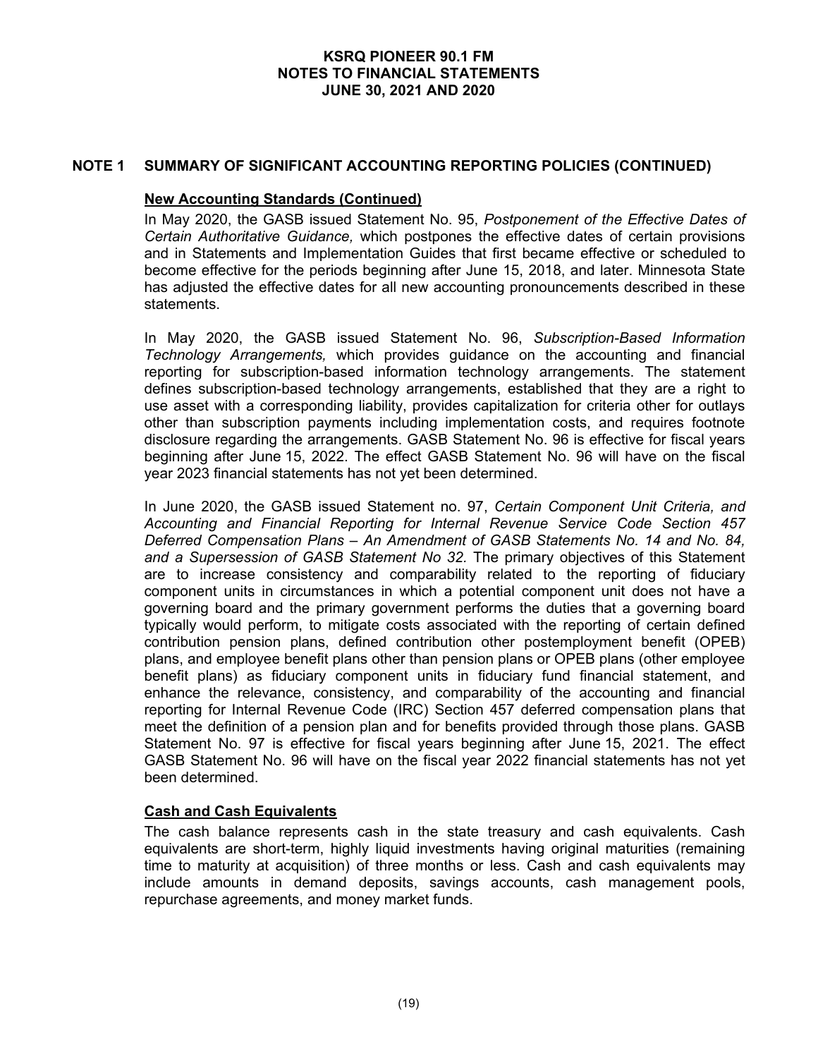## NOTE 1 SUMMARY OF SIGNIFICANT ACCOUNTING REPORTING POLICIES (CONTINUED)

### New Accounting Standards (Continued)

In May 2020, the GASB issued Statement No. 95, *Postponement of the Effective Dates of Certain Authoritative Guidance,* which postpones the effective dates of certain provisions and in Statements and Implementation Guides that first became effective or scheduled to become effective for the periods beginning after June 15, 2018, and later. Minnesota State has adjusted the effective dates for all new accounting pronouncements described in these statements.

In May 2020, the GASB issued Statement No. 96, *Subscription-Based Information Technology Arrangements,* which provides guidance on the accounting and financial reporting for subscription-based information technology arrangements. The statement defines subscription-based technology arrangements, established that they are a right to use asset with a corresponding liability, provides capitalization for criteria other for outlays other than subscription payments including implementation costs, and requires footnote disclosure regarding the arrangements. GASB Statement No. 96 is effective for fiscal years beginning after June 15, 2022. The effect GASB Statement No. 96 will have on the fiscal year 2023 financial statements has not yet been determined.

In June 2020, the GASB issued Statement no. 97, *Certain Component Unit Criteria, and Accounting and Financial Reporting for Internal Revenue Service Code Section 457 Deferred Compensation Plans – An Amendment of GASB Statements No. 14 and No. 84, and a Supersession of GASB Statement No 32.* The primary objectives of this Statement are to increase consistency and comparability related to the reporting of fiduciary component units in circumstances in which a potential component unit does not have a governing board and the primary government performs the duties that a governing board typically would perform, to mitigate costs associated with the reporting of certain defined contribution pension plans, defined contribution other postemployment benefit (OPEB) plans, and employee benefit plans other than pension plans or OPEB plans (other employee benefit plans) as fiduciary component units in fiduciary fund financial statement, and enhance the relevance, consistency, and comparability of the accounting and financial reporting for Internal Revenue Code (IRC) Section 457 deferred compensation plans that meet the definition of a pension plan and for benefits provided through those plans. GASB Statement No. 97 is effective for fiscal years beginning after June 15, 2021. The effect GASB Statement No. 96 will have on the fiscal year 2022 financial statements has not yet been determined.

### Cash and Cash Equivalents

The cash balance represents cash in the state treasury and cash equivalents. Cash equivalents are short-term, highly liquid investments having original maturities (remaining time to maturity at acquisition) of three months or less. Cash and cash equivalents may include amounts in demand deposits, savings accounts, cash management pools, repurchase agreements, and money market funds.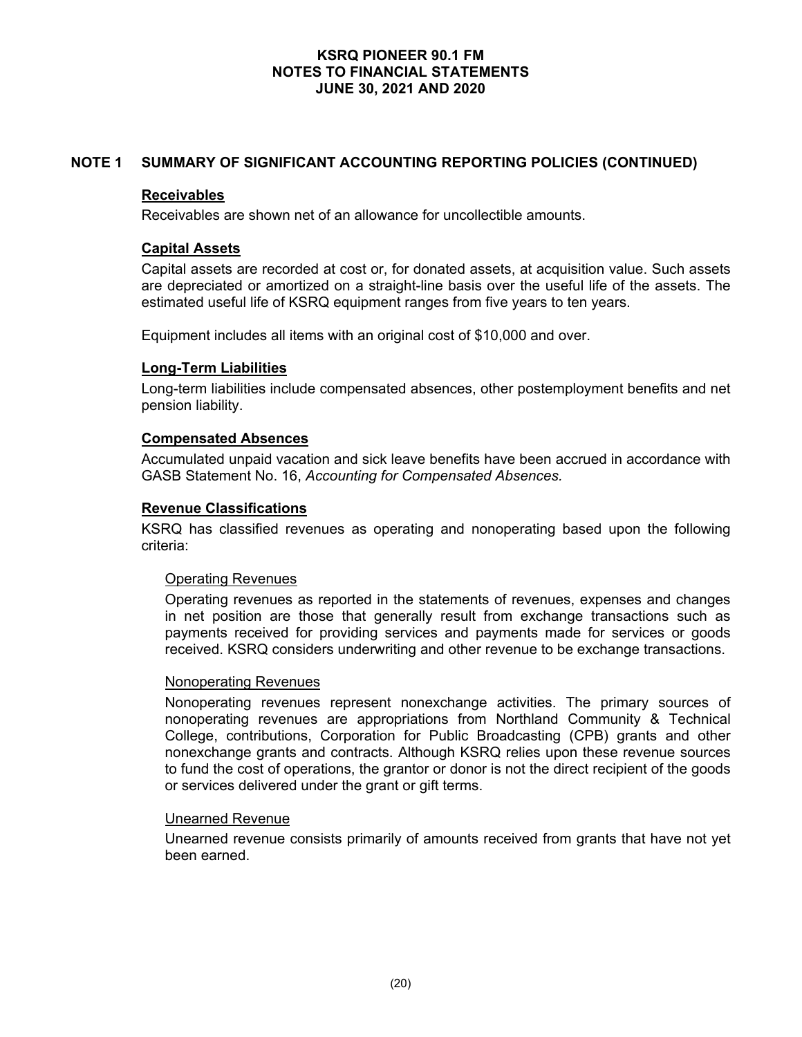## NOTE 1 SUMMARY OF SIGNIFICANT ACCOUNTING REPORTING POLICIES (CONTINUED)

### Receivables

Receivables are shown net of an allowance for uncollectible amounts.

### Capital Assets

Capital assets are recorded at cost or, for donated assets, at acquisition value. Such assets are depreciated or amortized on a straight-line basis over the useful life of the assets. The estimated useful life of KSRQ equipment ranges from five years to ten years.

Equipment includes all items with an original cost of $10,000 and over.

### Long-Term Liabilities

Long-term liabilities include compensated absences, other postemployment benefits and net pension liability.

### Compensated Absences

Accumulated unpaid vacation and sick leave benefits have been accrued in accordance with GASB Statement No. 16, *Accounting for Compensated Absences.*

### Revenue Classifications

KSRQ has classified revenues as operating and nonoperating based upon the following criteria:

#### Operating Revenues

Operating revenues as reported in the statements of revenues, expenses and changes in net position are those that generally result from exchange transactions such as payments received for providing services and payments made for services or goods received. KSRQ considers underwriting and other revenue to be exchange transactions.

#### Nonoperating Revenues

Nonoperating revenues represent nonexchange activities. The primary sources of nonoperating revenues are appropriations from Northland Community & Technical College, contributions, Corporation for Public Broadcasting (CPB) grants and other nonexchange grants and contracts. Although KSRQ relies upon these revenue sources to fund the cost of operations, the grantor or donor is not the direct recipient of the goods or services delivered under the grant or gift terms.

#### Unearned Revenue

Unearned revenue consists primarily of amounts received from grants that have not yet been earned.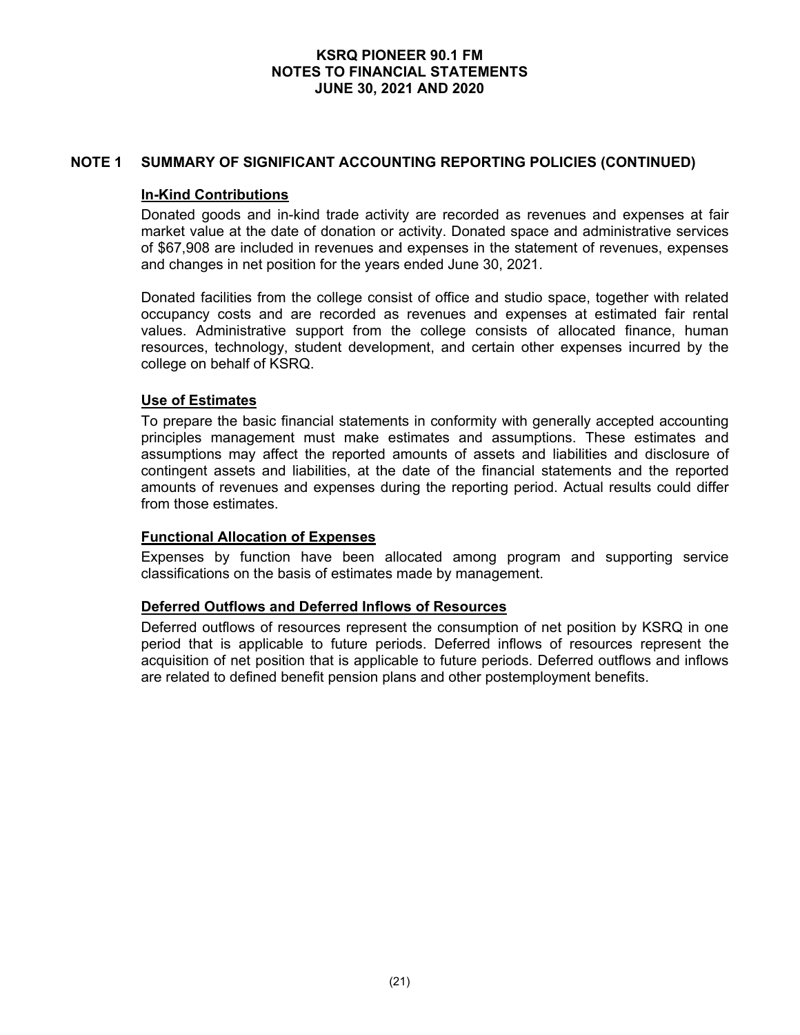## NOTE 1 SUMMARY OF SIGNIFICANT ACCOUNTING REPORTING POLICIES (CONTINUED)

### In-Kind Contributions

Donated goods and in-kind trade activity are recorded as revenues and expenses at fair market value at the date of donation or activity. Donated space and administrative services of $67,908 are included in revenues and expenses in the statement of revenues, expenses and changes in net position for the years ended June 30, 2021.

Donated facilities from the college consist of office and studio space, together with related occupancy costs and are recorded as revenues and expenses at estimated fair rental values. Administrative support from the college consists of allocated finance, human resources, technology, student development, and certain other expenses incurred by the college on behalf of KSRQ.

### Use of Estimates

To prepare the basic financial statements in conformity with generally accepted accounting principles management must make estimates and assumptions. These estimates and assumptions may affect the reported amounts of assets and liabilities and disclosure of contingent assets and liabilities, at the date of the financial statements and the reported amounts of revenues and expenses during the reporting period. Actual results could differ from those estimates.

### Functional Allocation of Expenses

Expenses by function have been allocated among program and supporting service classifications on the basis of estimates made by management.

### Deferred Outflows and Deferred Inflows of Resources

Deferred outflows of resources represent the consumption of net position by KSRQ in one period that is applicable to future periods. Deferred inflows of resources represent the acquisition of net position that is applicable to future periods. Deferred outflows and inflows are related to defined benefit pension plans and other postemployment benefits.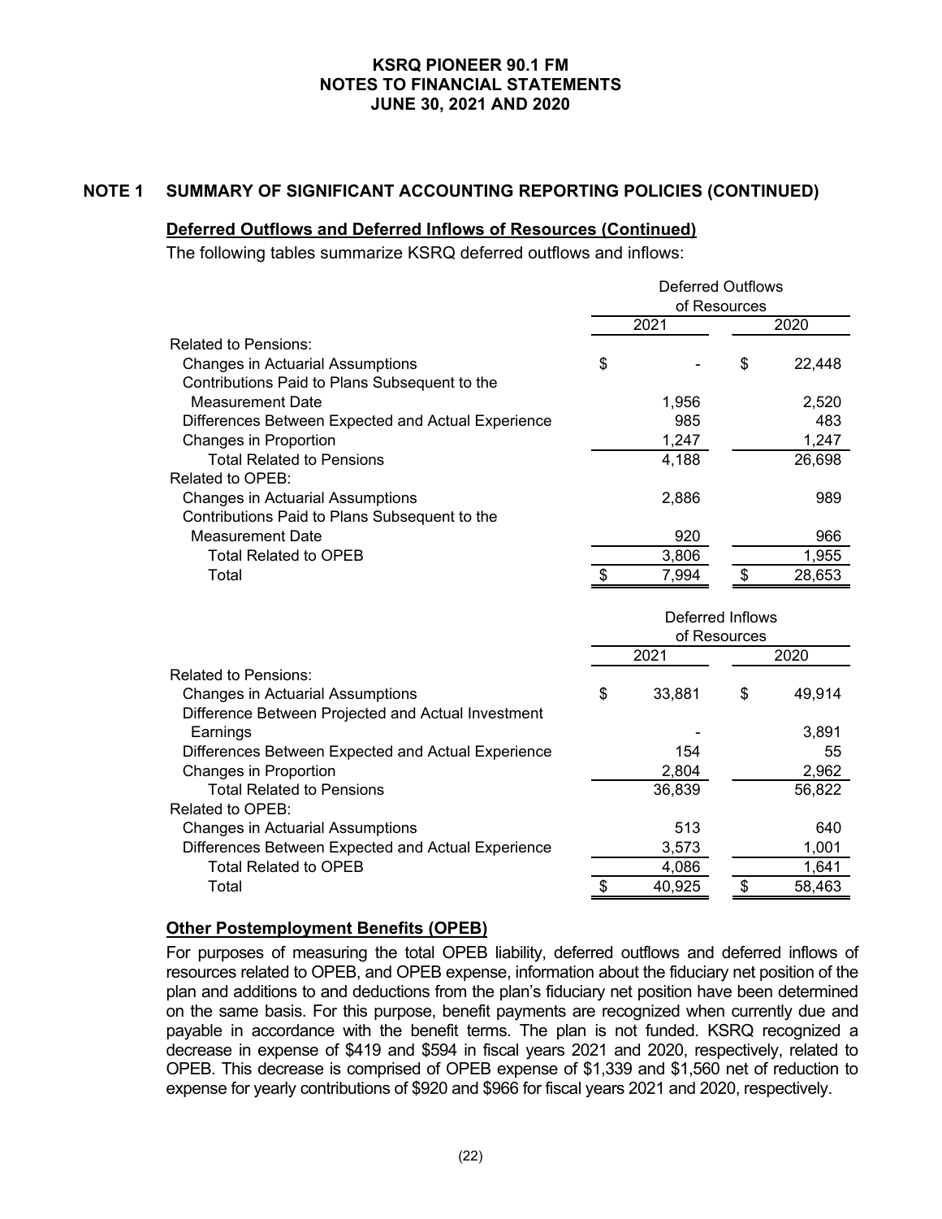## NOTE 1 SUMMARY OF SIGNIFICANT ACCOUNTING REPORTING POLICIES (CONTINUED)

### Deferred Outflows and Deferred Inflows of Resources (Continued)

The following tables summarize KSRQ deferred outflows and inflows:

| | Deferred Outflows of Resources | |
|---|---|---|
| | 2021 | 2020 |
| Related to Pensions: | | |
| Changes in Actuarial Assumptions | $ - | $ 22,448 |
| Contributions Paid to Plans Subsequent to the Measurement Date | 1,956 | 2,520 |
| Differences Between Expected and Actual Experience | 985 | 483 |
| Changes in Proportion | 1,247 | 1,247 |
| Total Related to Pensions | 4,188 | 26,698 |
| Related to OPEB: | | |
| Changes in Actuarial Assumptions | 2,886 | 989 |
| Contributions Paid to Plans Subsequent to the Measurement Date | 920 | 966 |
| Total Related to OPEB | 3,806 | 1,955 |
| Total | $ 7,994 | $ 28,653 |

| | Deferred Inflows of Resources | |
|---|---|---|
| | 2021 | 2020 |
| Related to Pensions: | | |
| Changes in Actuarial Assumptions | $ 33,881 | $ 49,914 |
| Difference Between Projected and Actual Investment Earnings | - | 3,891 |
| Differences Between Expected and Actual Experience | 154 | 55 |
| Changes in Proportion | 2,804 | 2,962 |
| Total Related to Pensions | 36,839 | 56,822 |
| Related to OPEB: | | |
| Changes in Actuarial Assumptions | 513 | 640 |
| Differences Between Expected and Actual Experience | 3,573 | 1,001 |
| Total Related to OPEB | 4,086 | 1,641 |
| Total | $ 40,925 | $ 58,463 |

### Other Postemployment Benefits (OPEB)

For purposes of measuring the total OPEB liability, deferred outflows and deferred inflows of resources related to OPEB, and OPEB expense, information about the fiduciary net position of the plan and additions to and deductions from the plan's fiduciary net position have been determined on the same basis. For this purpose, benefit payments are recognized when currently due and payable in accordance with the benefit terms. The plan is not funded. KSRQ recognized a decrease in expense of $419 and $594 in fiscal years 2021 and 2020, respectively, related to OPEB. This decrease is comprised of OPEB expense of $1,339 and $1,560 net of reduction to expense for yearly contributions of $920 and $966 for fiscal years 2021 and 2020, respectively.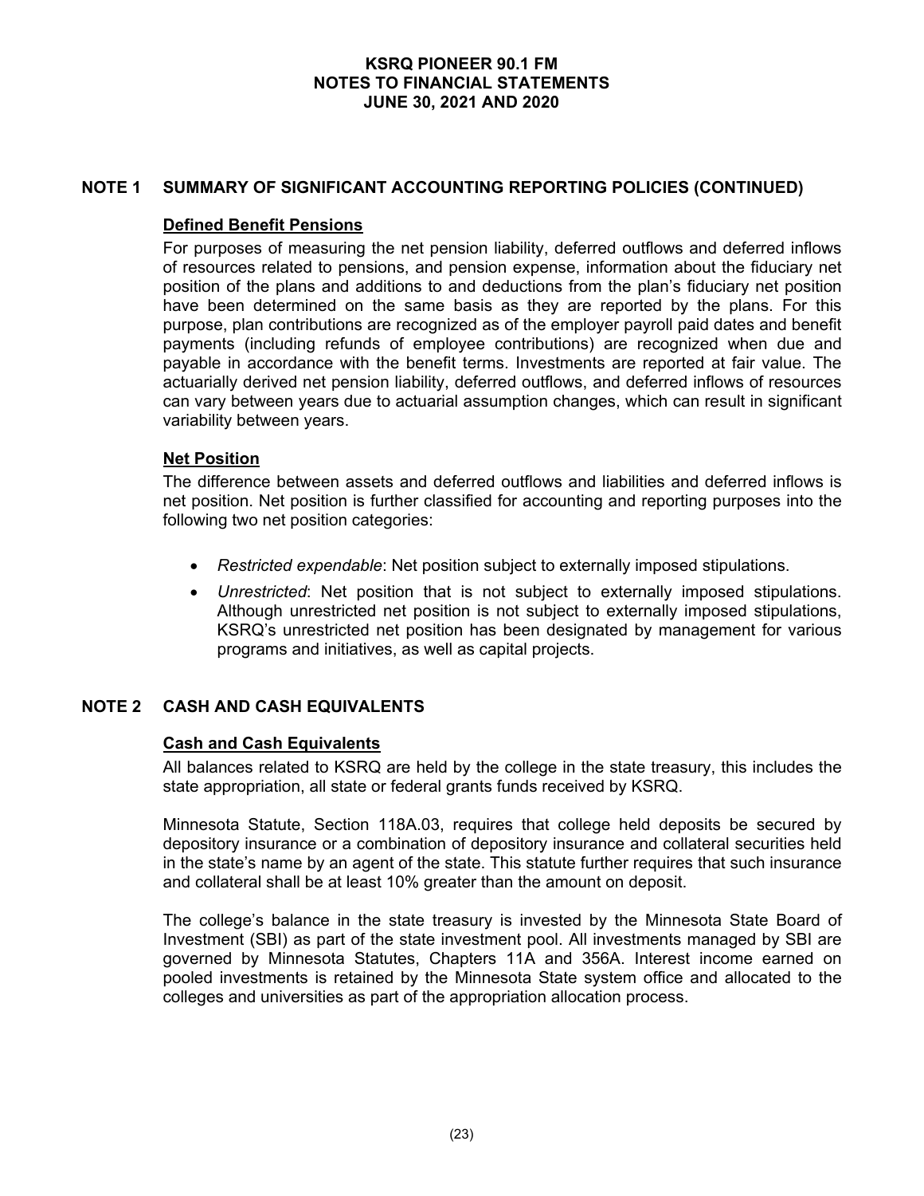## NOTE 1 SUMMARY OF SIGNIFICANT ACCOUNTING REPORTING POLICIES (CONTINUED)

### Defined Benefit Pensions

For purposes of measuring the net pension liability, deferred outflows and deferred inflows of resources related to pensions, and pension expense, information about the fiduciary net position of the plans and additions to and deductions from the plan's fiduciary net position have been determined on the same basis as they are reported by the plans. For this purpose, plan contributions are recognized as of the employer payroll paid dates and benefit payments (including refunds of employee contributions) are recognized when due and payable in accordance with the benefit terms. Investments are reported at fair value. The actuarially derived net pension liability, deferred outflows, and deferred inflows of resources can vary between years due to actuarial assumption changes, which can result in significant variability between years.

### Net Position

The difference between assets and deferred outflows and liabilities and deferred inflows is net position. Net position is further classified for accounting and reporting purposes into the following two net position categories:

- *Restricted expendable*: Net position subject to externally imposed stipulations.
- *Unrestricted*: Net position that is not subject to externally imposed stipulations. Although unrestricted net position is not subject to externally imposed stipulations, KSRQ's unrestricted net position has been designated by management for various programs and initiatives, as well as capital projects.

## NOTE 2 CASH AND CASH EQUIVALENTS

### Cash and Cash Equivalents

All balances related to KSRQ are held by the college in the state treasury, this includes the state appropriation, all state or federal grants funds received by KSRQ.

Minnesota Statute, Section 118A.03, requires that college held deposits be secured by depository insurance or a combination of depository insurance and collateral securities held in the state's name by an agent of the state. This statute further requires that such insurance and collateral shall be at least 10% greater than the amount on deposit.

The college's balance in the state treasury is invested by the Minnesota State Board of Investment (SBI) as part of the state investment pool. All investments managed by SBI are governed by Minnesota Statutes, Chapters 11A and 356A. Interest income earned on pooled investments is retained by the Minnesota State system office and allocated to the colleges and universities as part of the appropriation allocation process.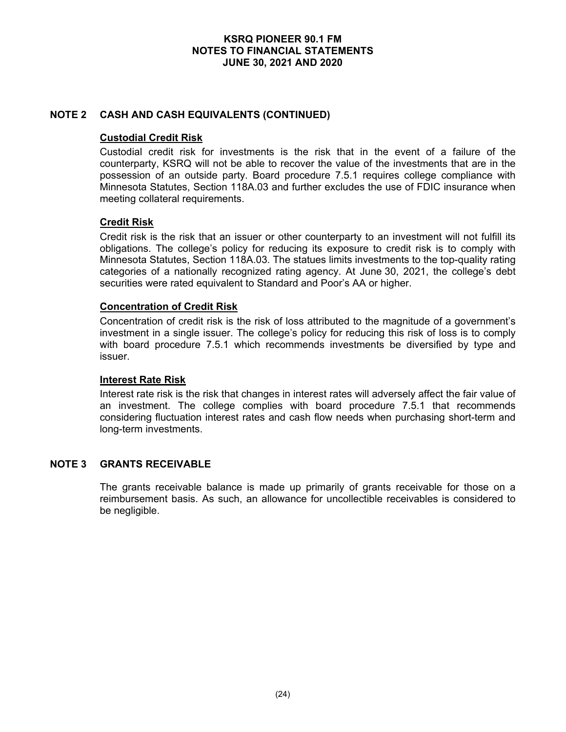## NOTE 2 CASH AND CASH EQUIVALENTS (CONTINUED)

### Custodial Credit Risk

Custodial credit risk for investments is the risk that in the event of a failure of the counterparty, KSRQ will not be able to recover the value of the investments that are in the possession of an outside party. Board procedure 7.5.1 requires college compliance with Minnesota Statutes, Section 118A.03 and further excludes the use of FDIC insurance when meeting collateral requirements.

### Credit Risk

Credit risk is the risk that an issuer or other counterparty to an investment will not fulfill its obligations. The college's policy for reducing its exposure to credit risk is to comply with Minnesota Statutes, Section 118A.03. The statues limits investments to the top-quality rating categories of a nationally recognized rating agency. At June 30, 2021, the college's debt securities were rated equivalent to Standard and Poor's AA or higher.

### Concentration of Credit Risk

Concentration of credit risk is the risk of loss attributed to the magnitude of a government's investment in a single issuer. The college's policy for reducing this risk of loss is to comply with board procedure 7.5.1 which recommends investments be diversified by type and issuer.

### Interest Rate Risk

Interest rate risk is the risk that changes in interest rates will adversely affect the fair value of an investment. The college complies with board procedure 7.5.1 that recommends considering fluctuation interest rates and cash flow needs when purchasing short-term and long-term investments.

## NOTE 3 GRANTS RECEIVABLE

The grants receivable balance is made up primarily of grants receivable for those on a reimbursement basis. As such, an allowance for uncollectible receivables is considered to be negligible.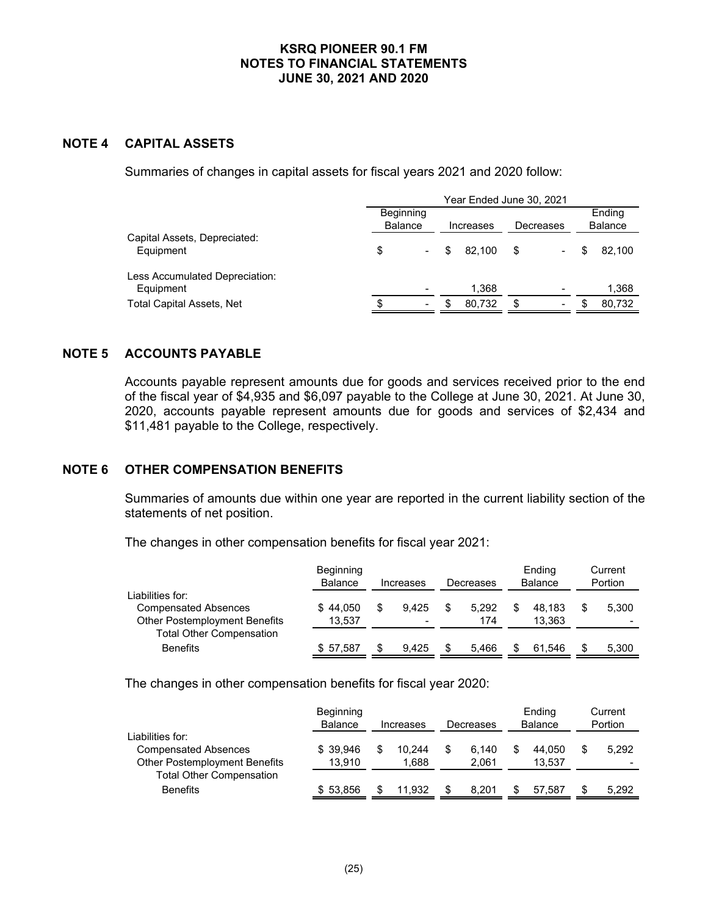**KSRQ PIONEER 90.1 FM**
**NOTES TO FINANCIAL STATEMENTS**
**JUNE 30, 2021 AND 2020**

## NOTE 4 CAPITAL ASSETS

Summaries of changes in capital assets for fiscal years 2021 and 2020 follow:

| | Year Ended June 30, 2021 | | | |
|---|---|---|---|---|
| | Beginning Balance | Increases | Decreases | Ending Balance |
| Capital Assets, Depreciated: | | | | |
| Equipment | $ - | $ 82,100 | $ - | $ 82,100 |
| Less Accumulated Depreciation: | | | | |
| Equipment | - | 1,368 | - | 1,368 |
| Total Capital Assets, Net | $ - | $ 80,732 | $ - | $ 80,732 |

## NOTE 5 ACCOUNTS PAYABLE

Accounts payable represent amounts due for goods and services received prior to the end of the fiscal year of $4,935 and $6,097 payable to the College at June 30, 2021. At June 30, 2020, accounts payable represent amounts due for goods and services of $2,434 and $11,481 payable to the College, respectively.

## NOTE 6 OTHER COMPENSATION BENEFITS

Summaries of amounts due within one year are reported in the current liability section of the statements of net position.

The changes in other compensation benefits for fiscal year 2021:

| | Beginning Balance | Increases | Decreases | Ending Balance | Current Portion |
|---|---|---|---|---|---|
| Liabilities for: | | | | | |
| Compensated Absences | $ 44,050 | $ 9,425 | $ 5,292 | $ 48,183 | $ 5,300 |
| Other Postemployment Benefits | 13,537 | - | 174 | 13,363 | - |
| Total Other Compensation Benefits | $ 57,587 | $ 9,425 | $ 5,466 | $ 61,546 | $ 5,300 |

The changes in other compensation benefits for fiscal year 2020:

| | Beginning Balance | Increases | Decreases | Ending Balance | Current Portion |
|---|---|---|---|---|---|
| Liabilities for: | | | | | |
| Compensated Absences | $ 39,946 | $ 10,244 | $ 6,140 | $ 44,050 | $ 5,292 |
| Other Postemployment Benefits | 13,910 | 1,688 | 2,061 | 13,537 | - |
| Total Other Compensation Benefits | $ 53,856 | $ 11,932 | $ 8,201 | $ 57,587 | $ 5,292 |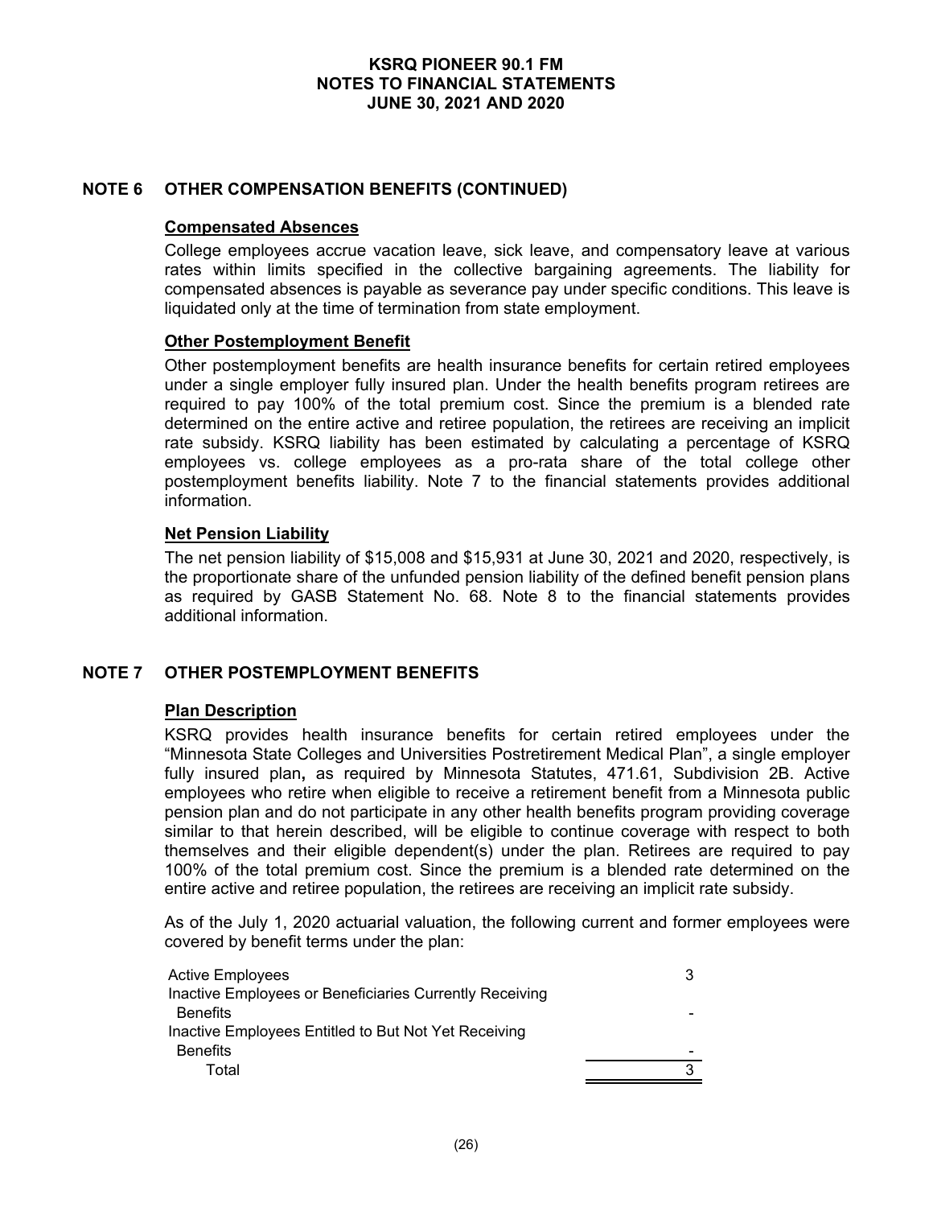## NOTE 6 OTHER COMPENSATION BENEFITS (CONTINUED)

### Compensated Absences

College employees accrue vacation leave, sick leave, and compensatory leave at various rates within limits specified in the collective bargaining agreements. The liability for compensated absences is payable as severance pay under specific conditions. This leave is liquidated only at the time of termination from state employment.

### Other Postemployment Benefit

Other postemployment benefits are health insurance benefits for certain retired employees under a single employer fully insured plan. Under the health benefits program retirees are required to pay 100% of the total premium cost. Since the premium is a blended rate determined on the entire active and retiree population, the retirees are receiving an implicit rate subsidy. KSRQ liability has been estimated by calculating a percentage of KSRQ employees vs. college employees as a pro-rata share of the total college other postemployment benefits liability. Note 7 to the financial statements provides additional information.

### Net Pension Liability

The net pension liability of $15,008 and $15,931 at June 30, 2021 and 2020, respectively, is the proportionate share of the unfunded pension liability of the defined benefit pension plans as required by GASB Statement No. 68. Note 8 to the financial statements provides additional information.

## NOTE 7 OTHER POSTEMPLOYMENT BENEFITS

### Plan Description

KSRQ provides health insurance benefits for certain retired employees under the "Minnesota State Colleges and Universities Postretirement Medical Plan", a single employer fully insured plan**,** as required by Minnesota Statutes, 471.61, Subdivision 2B. Active employees who retire when eligible to receive a retirement benefit from a Minnesota public pension plan and do not participate in any other health benefits program providing coverage similar to that herein described, will be eligible to continue coverage with respect to both themselves and their eligible dependent(s) under the plan. Retirees are required to pay 100% of the total premium cost. Since the premium is a blended rate determined on the entire active and retiree population, the retirees are receiving an implicit rate subsidy.

As of the July 1, 2020 actuarial valuation, the following current and former employees were covered by benefit terms under the plan:

| | |
|---|---|
| Active Employees | 3 |
| Inactive Employees or Beneficiaries Currently Receiving Benefits | - |
| Inactive Employees Entitled to But Not Yet Receiving Benefits | - |
| Total | 3 |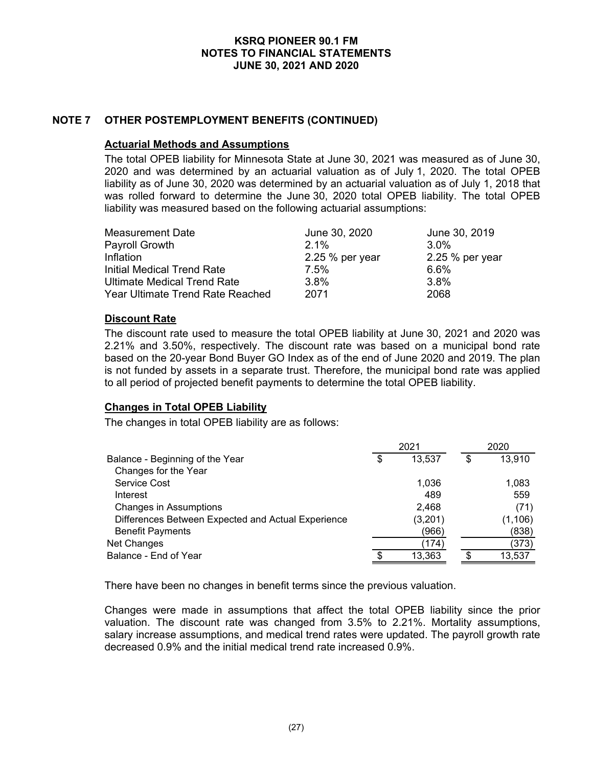## NOTE 7 OTHER POSTEMPLOYMENT BENEFITS (CONTINUED)

### Actuarial Methods and Assumptions

The total OPEB liability for Minnesota State at June 30, 2021 was measured as of June 30, 2020 and was determined by an actuarial valuation as of July 1, 2020. The total OPEB liability as of June 30, 2020 was determined by an actuarial valuation as of July 1, 2018 that was rolled forward to determine the June 30, 2020 total OPEB liability. The total OPEB liability was measured based on the following actuarial assumptions:

| Measurement Date | June 30, 2020 | June 30, 2019 |
|---|---|---|
| Payroll Growth | 2.1% | 3.0% |
| Inflation | 2.25 % per year | 2.25 % per year |
| Initial Medical Trend Rate | 7.5% | 6.6% |
| Ultimate Medical Trend Rate | 3.8% | 3.8% |
| Year Ultimate Trend Rate Reached | 2071 | 2068 |

### Discount Rate

The discount rate used to measure the total OPEB liability at June 30, 2021 and 2020 was 2.21% and 3.50%, respectively. The discount rate was based on a municipal bond rate based on the 20-year Bond Buyer GO Index as of the end of June 2020 and 2019. The plan is not funded by assets in a separate trust. Therefore, the municipal bond rate was applied to all period of projected benefit payments to determine the total OPEB liability.

### Changes in Total OPEB Liability

The changes in total OPEB liability are as follows:

| | 2021 | 2020 |
|---|---|---|
| Balance - Beginning of the Year | $ 13,537 | $ 13,910 |
| Changes for the Year | | |
| Service Cost | 1,036 | 1,083 |
| Interest | 489 | 559 |
| Changes in Assumptions | 2,468 | (71) |
| Differences Between Expected and Actual Experience | (3,201) | (1,106) |
| Benefit Payments | (966) | (838) |
| Net Changes | (174) | (373) |
| Balance - End of Year | $ 13,363 | $ 13,537 |

There have been no changes in benefit terms since the previous valuation.

Changes were made in assumptions that affect the total OPEB liability since the prior valuation. The discount rate was changed from 3.5% to 2.21%. Mortality assumptions, salary increase assumptions, and medical trend rates were updated. The payroll growth rate decreased 0.9% and the initial medical trend rate increased 0.9%.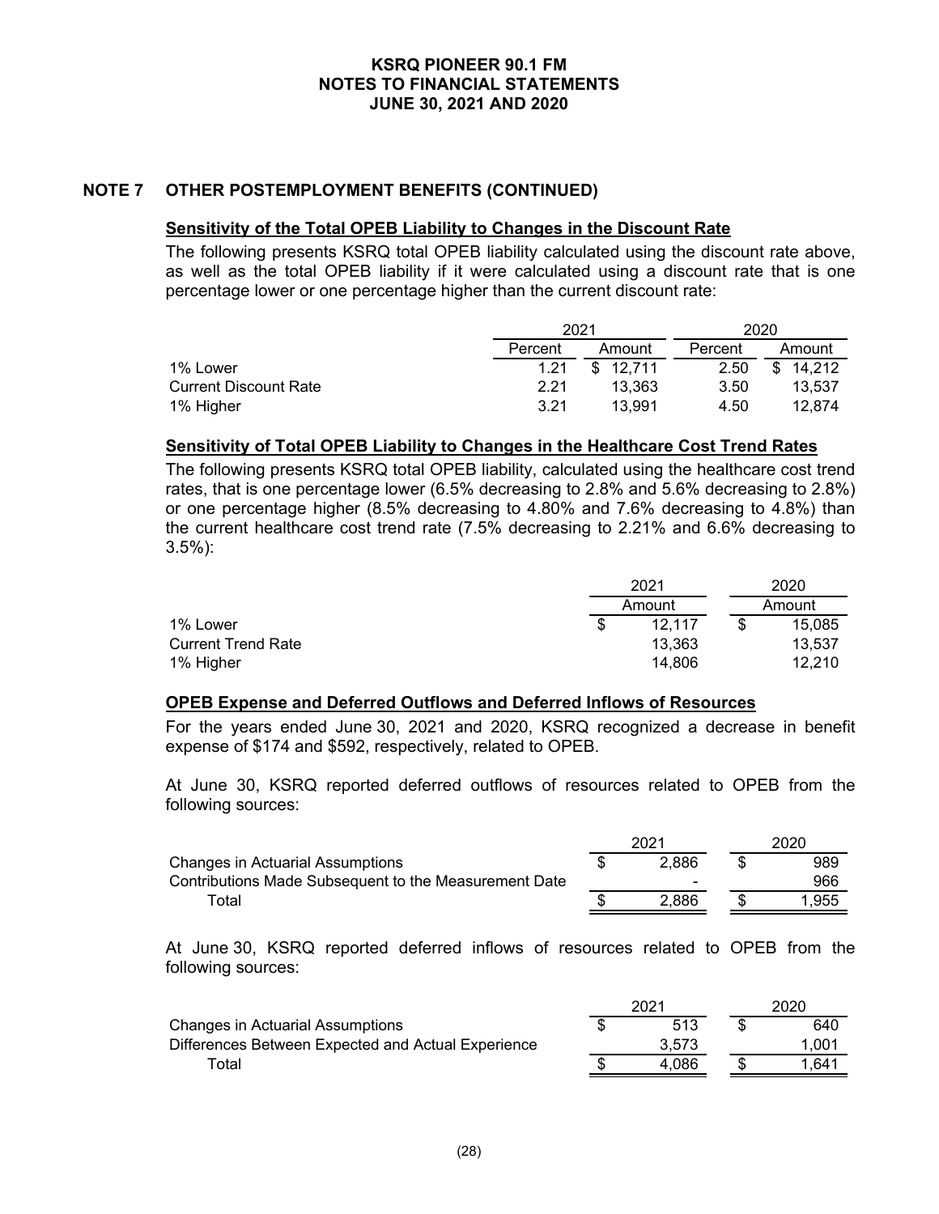## NOTE 7 OTHER POSTEMPLOYMENT BENEFITS (CONTINUED)

**Sensitivity of the Total OPEB Liability to Changes in the Discount Rate**

The following presents KSRQ total OPEB liability calculated using the discount rate above, as well as the total OPEB liability if it were calculated using a discount rate that is one percentage lower or one percentage higher than the current discount rate:

| | 2021 | | 2020 | |
|---|---|---|---|---|
| | Percent | Amount | Percent | Amount |
| 1% Lower | 1.21 | $ 12,711 | 2.50 | $ 14,212 |
| Current Discount Rate | 2.21 | 13,363 | 3.50 | 13,537 |
| 1% Higher | 3.21 | 13,991 | 4.50 | 12,874 |

**Sensitivity of Total OPEB Liability to Changes in the Healthcare Cost Trend Rates**

The following presents KSRQ total OPEB liability, calculated using the healthcare cost trend rates, that is one percentage lower (6.5% decreasing to 2.8% and 5.6% decreasing to 2.8%) or one percentage higher (8.5% decreasing to 4.80% and 7.6% decreasing to 4.8%) than the current healthcare cost trend rate (7.5% decreasing to 2.21% and 6.6% decreasing to 3.5%):

| | 2021 | 2020 |
|---|---|---|
| | Amount | Amount |
| 1% Lower | $ 12,117 | $ 15,085 |
| Current Trend Rate | 13,363 | 13,537 |
| 1% Higher | 14,806 | 12,210 |

**OPEB Expense and Deferred Outflows and Deferred Inflows of Resources**

For the years ended June 30, 2021 and 2020, KSRQ recognized a decrease in benefit expense of $174 and $592, respectively, related to OPEB.

At June 30, KSRQ reported deferred outflows of resources related to OPEB from the following sources:

| | 2021 | 2020 |
|---|---|---|
| Changes in Actuarial Assumptions | $ 2,886 | $ 989 |
| Contributions Made Subsequent to the Measurement Date | - | 966 |
| Total | $ 2,886 | $ 1,955 |

At June 30, KSRQ reported deferred inflows of resources related to OPEB from the following sources:

| | 2021 | 2020 |
|---|---|---|
| Changes in Actuarial Assumptions | $ 513 | $ 640 |
| Differences Between Expected and Actual Experience | 3,573 | 1,001 |
| Total | $ 4,086 | $ 1,641 |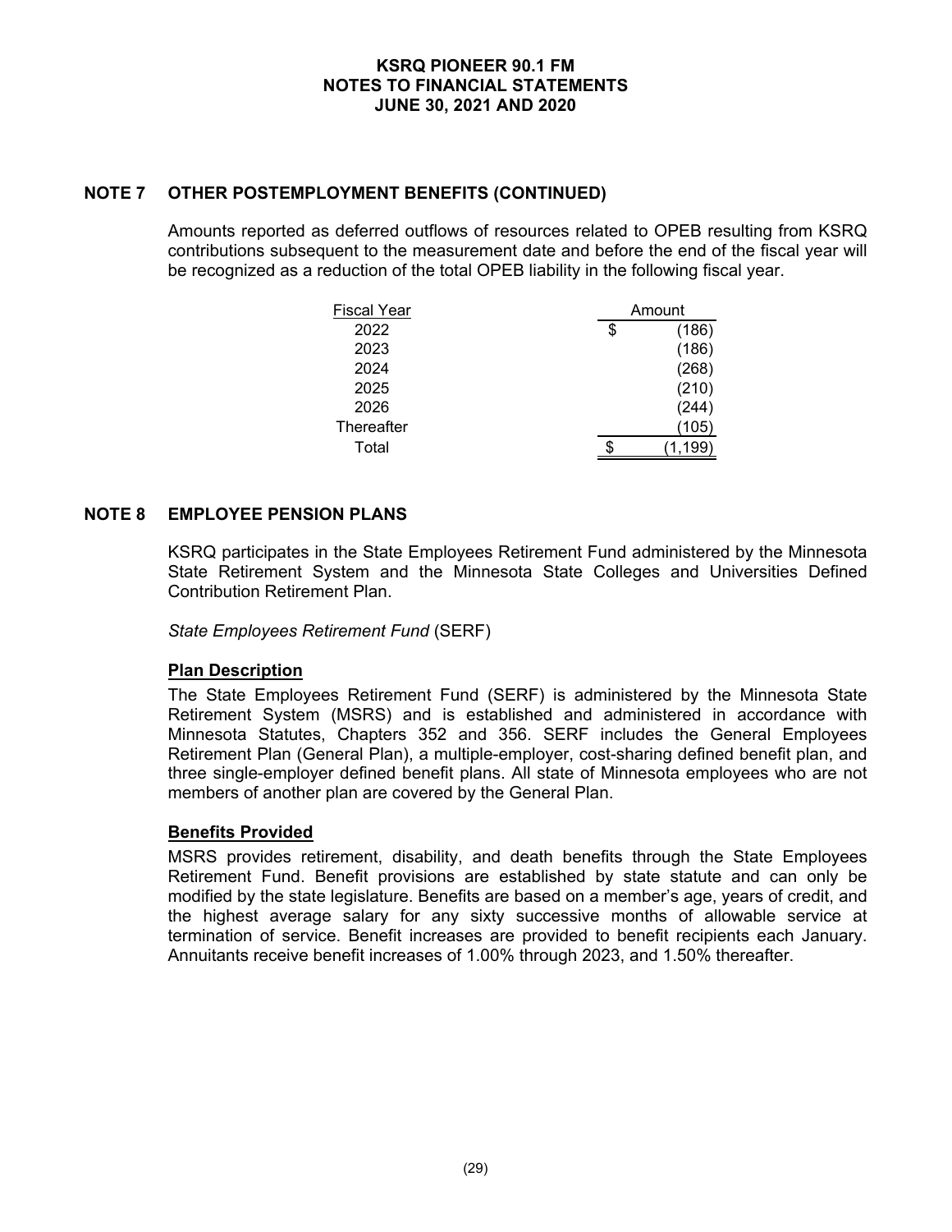## NOTE 7 OTHER POSTEMPLOYMENT BENEFITS (CONTINUED)

Amounts reported as deferred outflows of resources related to OPEB resulting from KSRQ contributions subsequent to the measurement date and before the end of the fiscal year will be recognized as a reduction of the total OPEB liability in the following fiscal year.

| Fiscal Year | Amount |
|---|---|
| 2022 | $ (186) |
| 2023 | (186) |
| 2024 | (268) |
| 2025 | (210) |
| 2026 | (244) |
| Thereafter | (105) |
| Total | $ (1,199) |

## NOTE 8 EMPLOYEE PENSION PLANS

KSRQ participates in the State Employees Retirement Fund administered by the Minnesota State Retirement System and the Minnesota State Colleges and Universities Defined Contribution Retirement Plan.

*State Employees Retirement Fund* (SERF)

**Plan Description**

The State Employees Retirement Fund (SERF) is administered by the Minnesota State Retirement System (MSRS) and is established and administered in accordance with Minnesota Statutes, Chapters 352 and 356. SERF includes the General Employees Retirement Plan (General Plan), a multiple-employer, cost-sharing defined benefit plan, and three single-employer defined benefit plans. All state of Minnesota employees who are not members of another plan are covered by the General Plan.

**Benefits Provided**

MSRS provides retirement, disability, and death benefits through the State Employees Retirement Fund. Benefit provisions are established by state statute and can only be modified by the state legislature. Benefits are based on a member's age, years of credit, and the highest average salary for any sixty successive months of allowable service at termination of service. Benefit increases are provided to benefit recipients each January. Annuitants receive benefit increases of 1.00% through 2023, and 1.50% thereafter.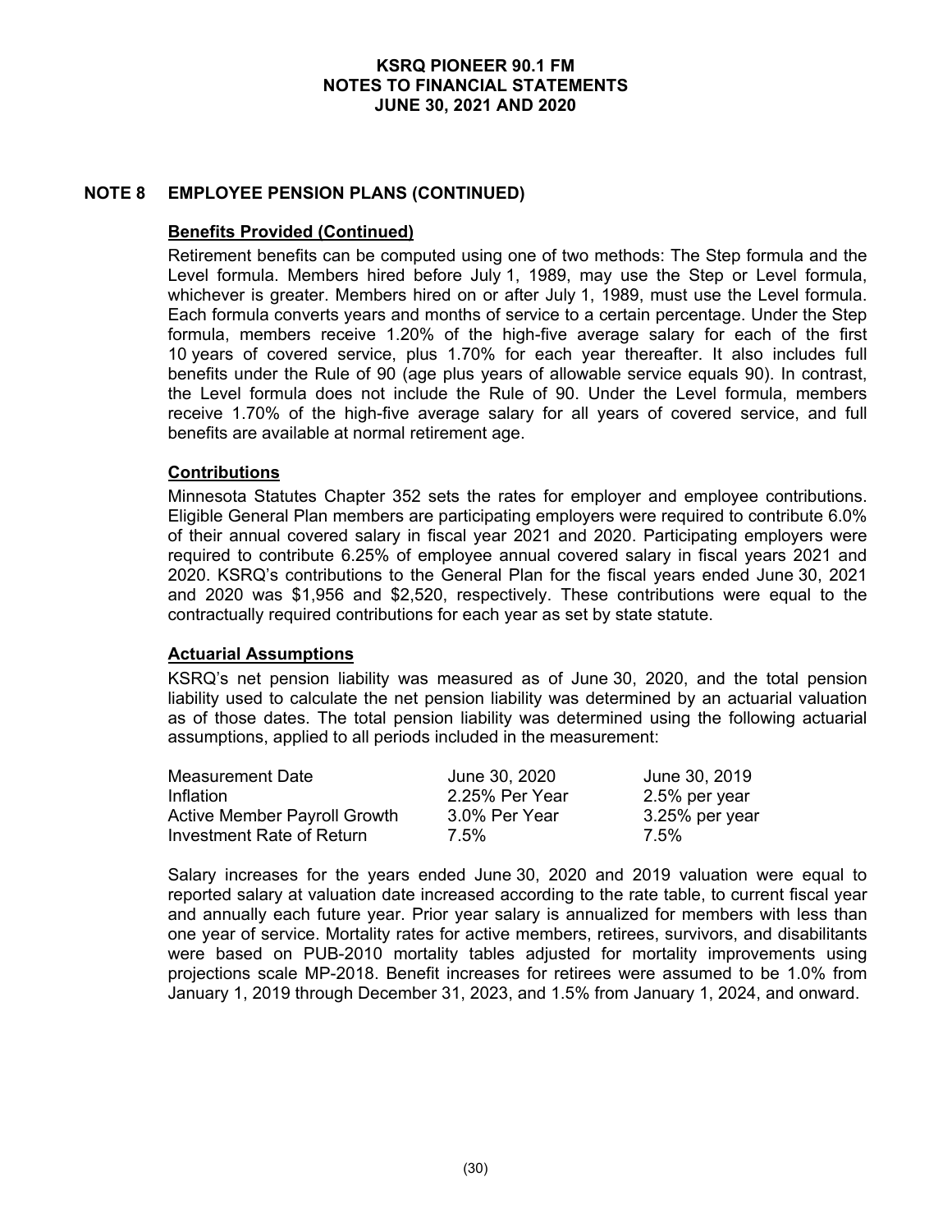## NOTE 8 EMPLOYEE PENSION PLANS (CONTINUED)

### Benefits Provided (Continued)

Retirement benefits can be computed using one of two methods: The Step formula and the Level formula. Members hired before July 1, 1989, may use the Step or Level formula, whichever is greater. Members hired on or after July 1, 1989, must use the Level formula. Each formula converts years and months of service to a certain percentage. Under the Step formula, members receive 1.20% of the high-five average salary for each of the first 10 years of covered service, plus 1.70% for each year thereafter. It also includes full benefits under the Rule of 90 (age plus years of allowable service equals 90). In contrast, the Level formula does not include the Rule of 90. Under the Level formula, members receive 1.70% of the high-five average salary for all years of covered service, and full benefits are available at normal retirement age.

### Contributions

Minnesota Statutes Chapter 352 sets the rates for employer and employee contributions. Eligible General Plan members are participating employers were required to contribute 6.0% of their annual covered salary in fiscal year 2021 and 2020. Participating employers were required to contribute 6.25% of employee annual covered salary in fiscal years 2021 and 2020. KSRQ's contributions to the General Plan for the fiscal years ended June 30, 2021 and 2020 was $1,956 and $2,520, respectively. These contributions were equal to the contractually required contributions for each year as set by state statute.

### Actuarial Assumptions

KSRQ's net pension liability was measured as of June 30, 2020, and the total pension liability used to calculate the net pension liability was determined by an actuarial valuation as of those dates. The total pension liability was determined using the following actuarial assumptions, applied to all periods included in the measurement:

| Measurement Date | June 30, 2020 | June 30, 2019 |
|---|---|---|
| Inflation | 2.25% Per Year | 2.5% per year |
| Active Member Payroll Growth | 3.0% Per Year | 3.25% per year |
| Investment Rate of Return | 7.5% | 7.5% |

Salary increases for the years ended June 30, 2020 and 2019 valuation were equal to reported salary at valuation date increased according to the rate table, to current fiscal year and annually each future year. Prior year salary is annualized for members with less than one year of service. Mortality rates for active members, retirees, survivors, and disabilitants were based on PUB-2010 mortality tables adjusted for mortality improvements using projections scale MP-2018. Benefit increases for retirees were assumed to be 1.0% from January 1, 2019 through December 31, 2023, and 1.5% from January 1, 2024, and onward.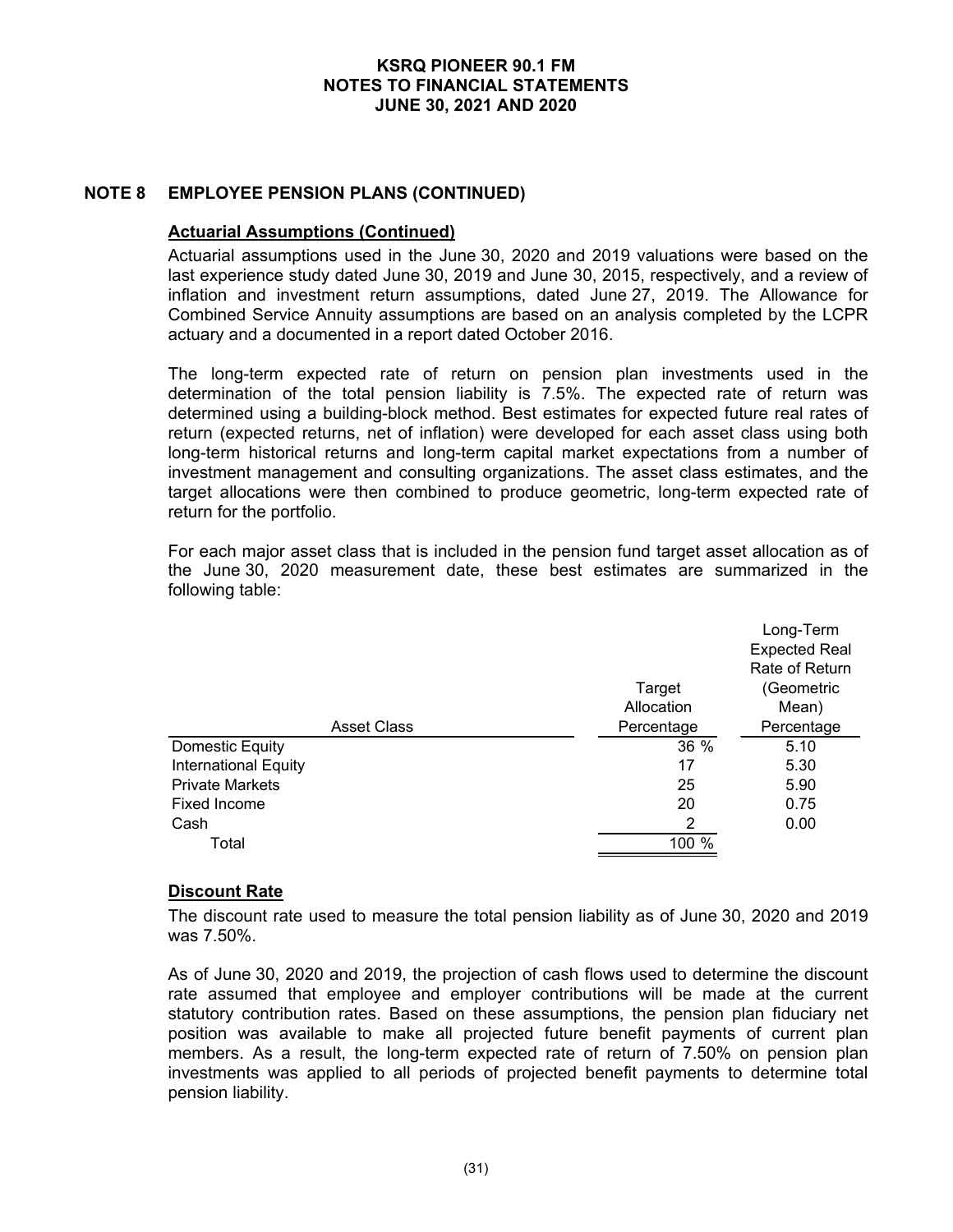## NOTE 8 EMPLOYEE PENSION PLANS (CONTINUED)

### Actuarial Assumptions (Continued)

Actuarial assumptions used in the June 30, 2020 and 2019 valuations were based on the last experience study dated June 30, 2019 and June 30, 2015, respectively, and a review of inflation and investment return assumptions, dated June 27, 2019. The Allowance for Combined Service Annuity assumptions are based on an analysis completed by the LCPR actuary and a documented in a report dated October 2016.

The long-term expected rate of return on pension plan investments used in the determination of the total pension liability is 7.5%. The expected rate of return was determined using a building-block method. Best estimates for expected future real rates of return (expected returns, net of inflation) were developed for each asset class using both long-term historical returns and long-term capital market expectations from a number of investment management and consulting organizations. The asset class estimates, and the target allocations were then combined to produce geometric, long-term expected rate of return for the portfolio.

For each major asset class that is included in the pension fund target asset allocation as of the June 30, 2020 measurement date, these best estimates are summarized in the following table:

| Asset Class | Target Allocation Percentage | Long-Term Expected Real Rate of Return (Geometric Mean) Percentage |
|---|---|---|
| Domestic Equity | 36 % | 5.10 |
| International Equity | 17 | 5.30 |
| Private Markets | 25 | 5.90 |
| Fixed Income | 20 | 0.75 |
| Cash | 2 | 0.00 |
| Total | 100 % | |

### Discount Rate

The discount rate used to measure the total pension liability as of June 30, 2020 and 2019 was 7.50%.

As of June 30, 2020 and 2019, the projection of cash flows used to determine the discount rate assumed that employee and employer contributions will be made at the current statutory contribution rates. Based on these assumptions, the pension plan fiduciary net position was available to make all projected future benefit payments of current plan members. As a result, the long-term expected rate of return of 7.50% on pension plan investments was applied to all periods of projected benefit payments to determine total pension liability.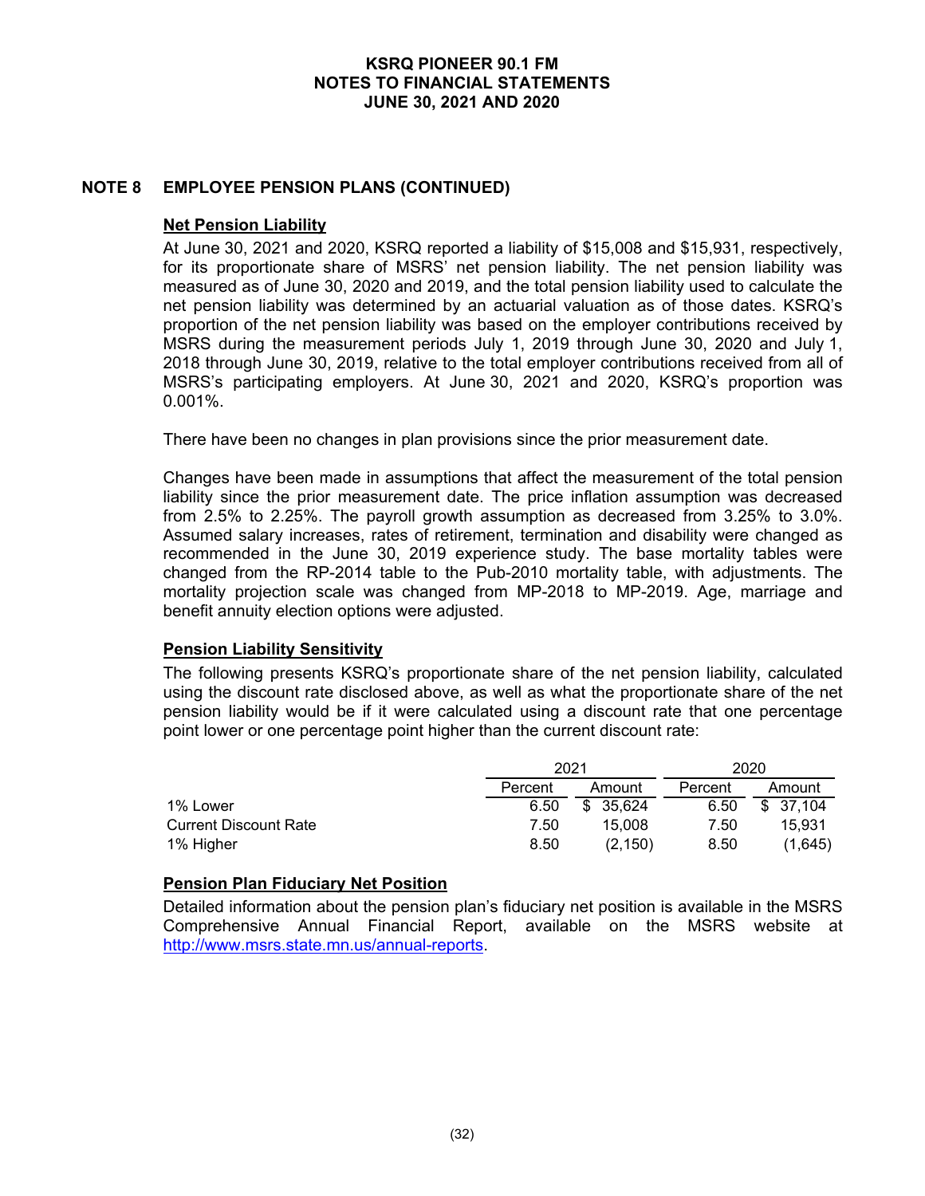## NOTE 8 EMPLOYEE PENSION PLANS (CONTINUED)

### Net Pension Liability

At June 30, 2021 and 2020, KSRQ reported a liability of $15,008 and $15,931, respectively, for its proportionate share of MSRS' net pension liability. The net pension liability was measured as of June 30, 2020 and 2019, and the total pension liability used to calculate the net pension liability was determined by an actuarial valuation as of those dates. KSRQ's proportion of the net pension liability was based on the employer contributions received by MSRS during the measurement periods July 1, 2019 through June 30, 2020 and July 1, 2018 through June 30, 2019, relative to the total employer contributions received from all of MSRS's participating employers. At June 30, 2021 and 2020, KSRQ's proportion was 0.001%.

There have been no changes in plan provisions since the prior measurement date.

Changes have been made in assumptions that affect the measurement of the total pension liability since the prior measurement date. The price inflation assumption was decreased from 2.5% to 2.25%. The payroll growth assumption as decreased from 3.25% to 3.0%. Assumed salary increases, rates of retirement, termination and disability were changed as recommended in the June 30, 2019 experience study. The base mortality tables were changed from the RP-2014 table to the Pub-2010 mortality table, with adjustments. The mortality projection scale was changed from MP-2018 to MP-2019. Age, marriage and benefit annuity election options were adjusted.

### Pension Liability Sensitivity

The following presents KSRQ's proportionate share of the net pension liability, calculated using the discount rate disclosed above, as well as what the proportionate share of the net pension liability would be if it were calculated using a discount rate that one percentage point lower or one percentage point higher than the current discount rate:

| | 2021 | | 2020 | |
|---|---|---|---|---|
| | Percent | Amount | Percent | Amount |
| 1% Lower | 6.50 | $ 35,624 | 6.50 | $ 37,104 |
| Current Discount Rate | 7.50 | 15,008 | 7.50 | 15,931 |
| 1% Higher | 8.50 | (2,150) | 8.50 | (1,645) |

### Pension Plan Fiduciary Net Position

Detailed information about the pension plan's fiduciary net position is available in the MSRS Comprehensive Annual Financial Report, available on the MSRS website at http://www.msrs.state.mn.us/annual-reports.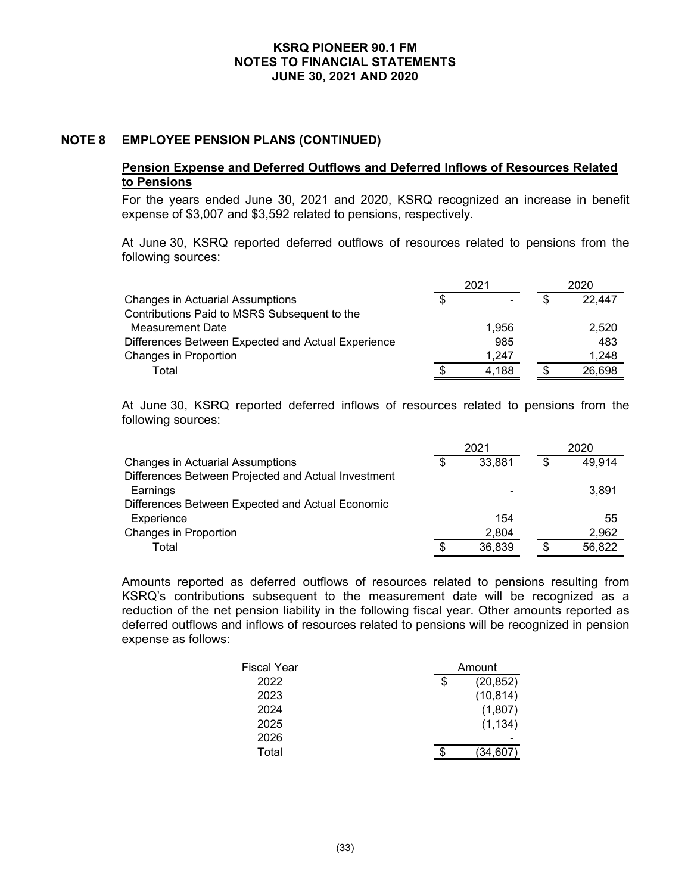## NOTE 8 EMPLOYEE PENSION PLANS (CONTINUED)

### Pension Expense and Deferred Outflows and Deferred Inflows of Resources Related to Pensions

For the years ended June 30, 2021 and 2020, KSRQ recognized an increase in benefit expense of $3,007 and $3,592 related to pensions, respectively.

At June 30, KSRQ reported deferred outflows of resources related to pensions from the following sources:

| | 2021 | 2020 |
|---|---|---|
| Changes in Actuarial Assumptions | $ - | $ 22,447 |
| Contributions Paid to MSRS Subsequent to the Measurement Date | 1,956 | 2,520 |
| Differences Between Expected and Actual Experience | 985 | 483 |
| Changes in Proportion | 1,247 | 1,248 |
| Total | $ 4,188 | $ 26,698 |

At June 30, KSRQ reported deferred inflows of resources related to pensions from the following sources:

| | 2021 | 2020 |
|---|---|---|
| Changes in Actuarial Assumptions | $ 33,881 | $ 49,914 |
| Differences Between Projected and Actual Investment Earnings | - | 3,891 |
| Differences Between Expected and Actual Economic Experience | 154 | 55 |
| Changes in Proportion | 2,804 | 2,962 |
| Total | $ 36,839 | $ 56,822 |

Amounts reported as deferred outflows of resources related to pensions resulting from KSRQ's contributions subsequent to the measurement date will be recognized as a reduction of the net pension liability in the following fiscal year. Other amounts reported as deferred outflows and inflows of resources related to pensions will be recognized in pension expense as follows:

| Fiscal Year | Amount |
|---|---|
| 2022 | $ (20,852) |
| 2023 | (10,814) |
| 2024 | (1,807) |
| 2025 | (1,134) |
| 2026 | - |
| Total | $ (34,607) |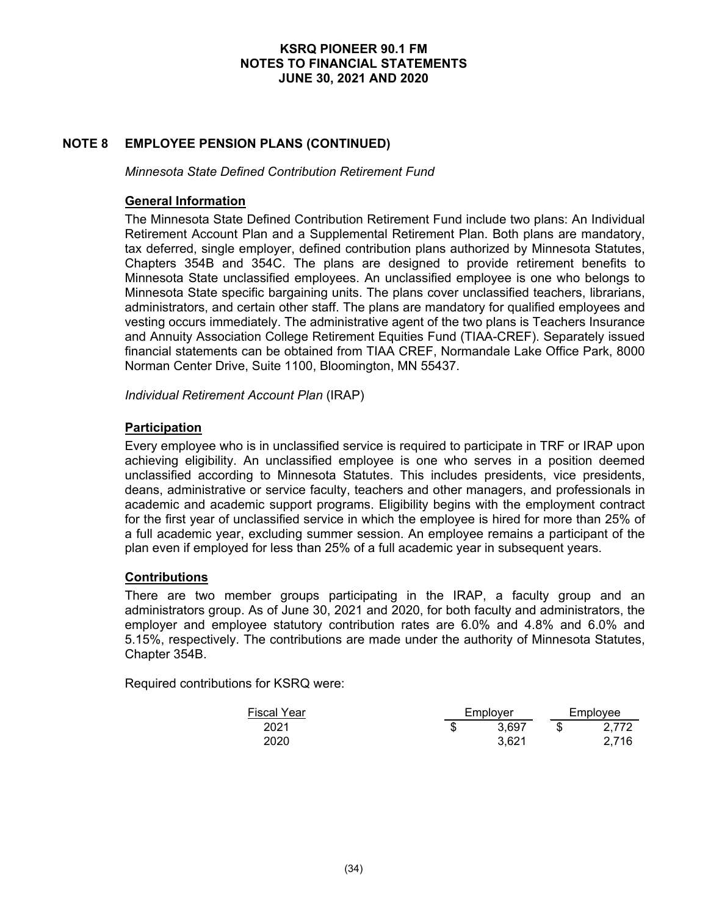## NOTE 8 EMPLOYEE PENSION PLANS (CONTINUED)

*Minnesota State Defined Contribution Retirement Fund*

### General Information

The Minnesota State Defined Contribution Retirement Fund include two plans: An Individual Retirement Account Plan and a Supplemental Retirement Plan. Both plans are mandatory, tax deferred, single employer, defined contribution plans authorized by Minnesota Statutes, Chapters 354B and 354C. The plans are designed to provide retirement benefits to Minnesota State unclassified employees. An unclassified employee is one who belongs to Minnesota State specific bargaining units. The plans cover unclassified teachers, librarians, administrators, and certain other staff. The plans are mandatory for qualified employees and vesting occurs immediately. The administrative agent of the two plans is Teachers Insurance and Annuity Association College Retirement Equities Fund (TIAA-CREF). Separately issued financial statements can be obtained from TIAA CREF, Normandale Lake Office Park, 8000 Norman Center Drive, Suite 1100, Bloomington, MN 55437.

*Individual Retirement Account Plan* (IRAP)

### Participation

Every employee who is in unclassified service is required to participate in TRF or IRAP upon achieving eligibility. An unclassified employee is one who serves in a position deemed unclassified according to Minnesota Statutes. This includes presidents, vice presidents, deans, administrative or service faculty, teachers and other managers, and professionals in academic and academic support programs. Eligibility begins with the employment contract for the first year of unclassified service in which the employee is hired for more than 25% of a full academic year, excluding summer session. An employee remains a participant of the plan even if employed for less than 25% of a full academic year in subsequent years.

### Contributions

There are two member groups participating in the IRAP, a faculty group and an administrators group. As of June 30, 2021 and 2020, for both faculty and administrators, the employer and employee statutory contribution rates are 6.0% and 4.8% and 6.0% and 5.15%, respectively. The contributions are made under the authority of Minnesota Statutes, Chapter 354B.

Required contributions for KSRQ were:

| Fiscal Year | Employer | Employee |
|---|---|---|
| 2021 | $ 3,697 | $ 2,772 |
| 2020 | 3,621 | 2,716 |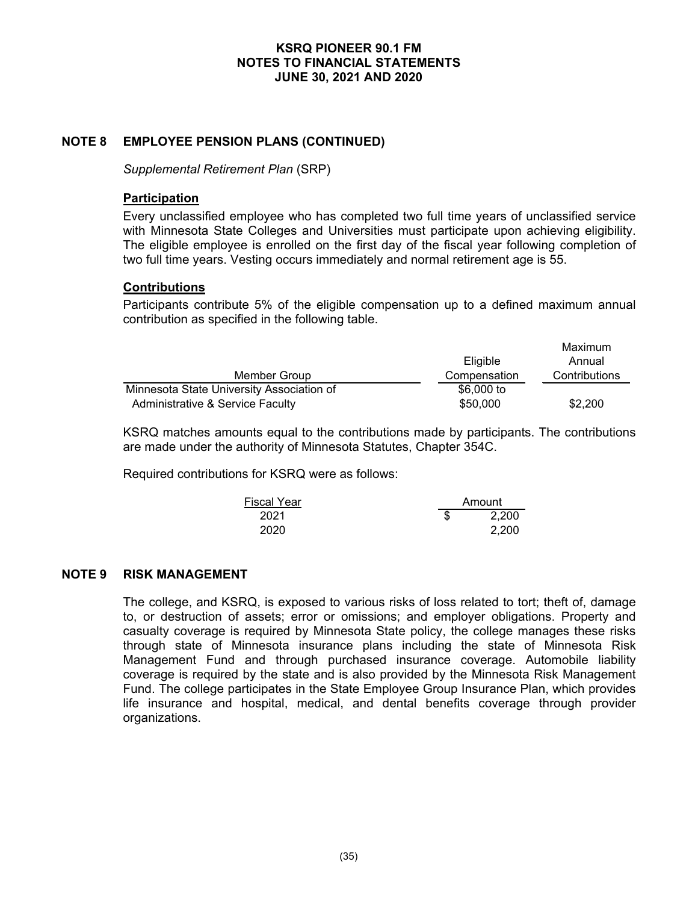## NOTE 8 EMPLOYEE PENSION PLANS (CONTINUED)

*Supplemental Retirement Plan* (SRP)

**Participation**

Every unclassified employee who has completed two full time years of unclassified service with Minnesota State Colleges and Universities must participate upon achieving eligibility. The eligible employee is enrolled on the first day of the fiscal year following completion of two full time years. Vesting occurs immediately and normal retirement age is 55.

**Contributions**

Participants contribute 5% of the eligible compensation up to a defined maximum annual contribution as specified in the following table.

| Member Group | Eligible Compensation | Maximum Annual Contributions |
|---|---|---|
| Minnesota State University Association of Administrative & Service Faculty | $6,000 to $50,000 | $2,200 |

KSRQ matches amounts equal to the contributions made by participants. The contributions are made under the authority of Minnesota Statutes, Chapter 354C.

Required contributions for KSRQ were as follows:

| Fiscal Year | Amount |
|---|---|
| 2021 | $ 2,200 |
| 2020 | 2,200 |

## NOTE 9 RISK MANAGEMENT

The college, and KSRQ, is exposed to various risks of loss related to tort; theft of, damage to, or destruction of assets; error or omissions; and employer obligations. Property and casualty coverage is required by Minnesota State policy, the college manages these risks through state of Minnesota insurance plans including the state of Minnesota Risk Management Fund and through purchased insurance coverage. Automobile liability coverage is required by the state and is also provided by the Minnesota Risk Management Fund. The college participates in the State Employee Group Insurance Plan, which provides life insurance and hospital, medical, and dental benefits coverage through provider organizations.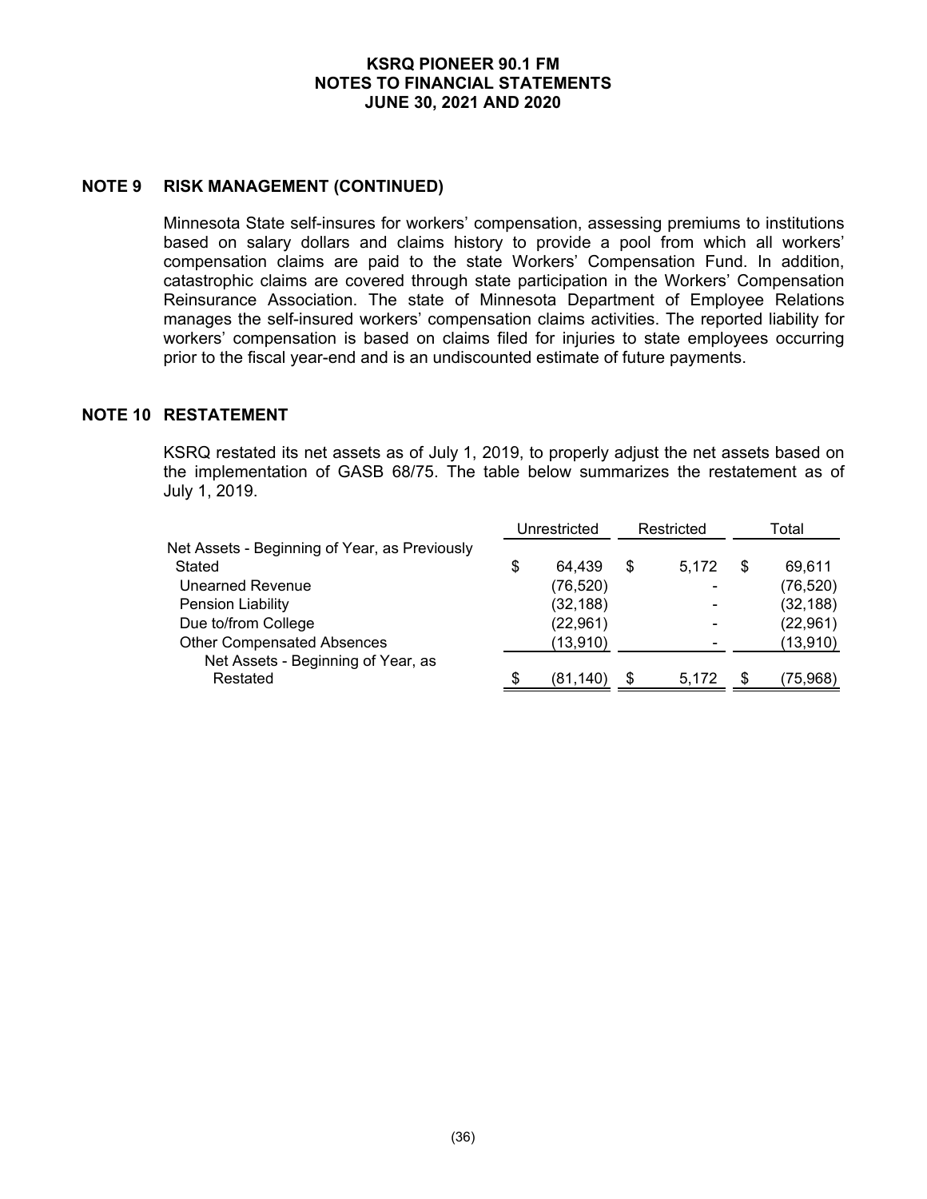## NOTE 9 RISK MANAGEMENT (CONTINUED)

Minnesota State self-insures for workers' compensation, assessing premiums to institutions based on salary dollars and claims history to provide a pool from which all workers' compensation claims are paid to the state Workers' Compensation Fund. In addition, catastrophic claims are covered through state participation in the Workers' Compensation Reinsurance Association. The state of Minnesota Department of Employee Relations manages the self-insured workers' compensation claims activities. The reported liability for workers' compensation is based on claims filed for injuries to state employees occurring prior to the fiscal year-end and is an undiscounted estimate of future payments.

## NOTE 10 RESTATEMENT

KSRQ restated its net assets as of July 1, 2019, to properly adjust the net assets based on the implementation of GASB 68/75. The table below summarizes the restatement as of July 1, 2019.

| | Unrestricted | Restricted | Total |
|---|---|---|---|
| Net Assets - Beginning of Year, as Previously Stated | $ 64,439 | $ 5,172 | $ 69,611 |
| Unearned Revenue | (76,520) | - | (76,520) |
| Pension Liability | (32,188) | - | (32,188) |
| Due to/from College | (22,961) | - | (22,961) |
| Other Compensated Absences | (13,910) | - | (13,910) |
| Net Assets - Beginning of Year, as Restated | $ (81,140) | $ 5,172 | $ (75,968) |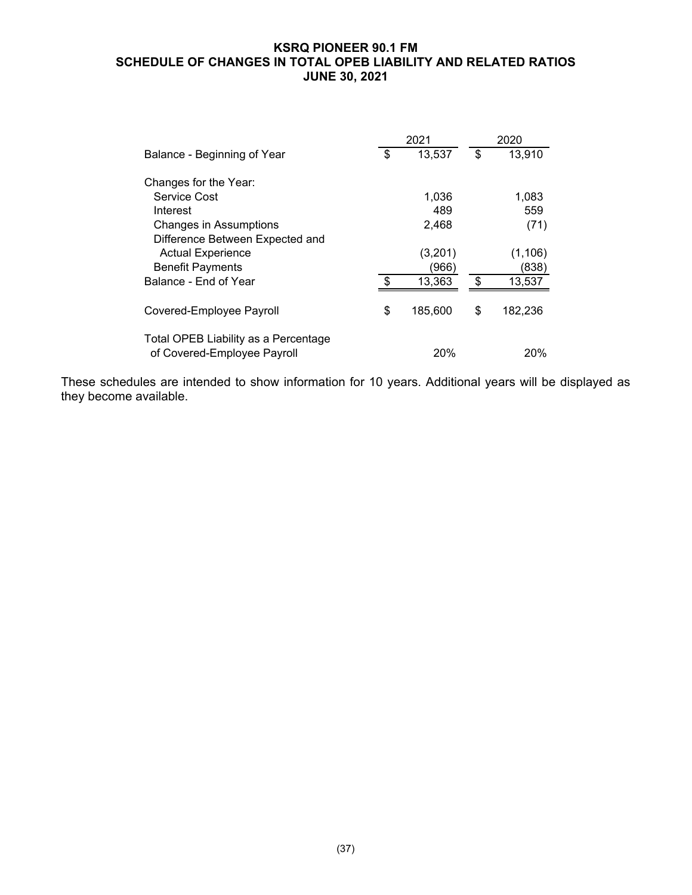# KSRQ PIONEER 90.1 FM
## SCHEDULE OF CHANGES IN TOTAL OPEB LIABILITY AND RELATED RATIOS
## JUNE 30, 2021

| | 2021 | 2020 |
|---|---|---|
| Balance - Beginning of Year | $ 13,537 | $ 13,910 |
| Changes for the Year: | | |
| Service Cost | 1,036 | 1,083 |
| Interest | 489 | 559 |
| Changes in Assumptions | 2,468 | (71) |
| Difference Between Expected and Actual Experience | (3,201) | (1,106) |
| Benefit Payments | (966) | (838) |
| Balance - End of Year | $ 13,363 | $ 13,537 |
| Covered-Employee Payroll | $ 185,600 | $ 182,236 |
| Total OPEB Liability as a Percentage of Covered-Employee Payroll | 20% | 20% |

These schedules are intended to show information for 10 years. Additional years will be displayed as they become available.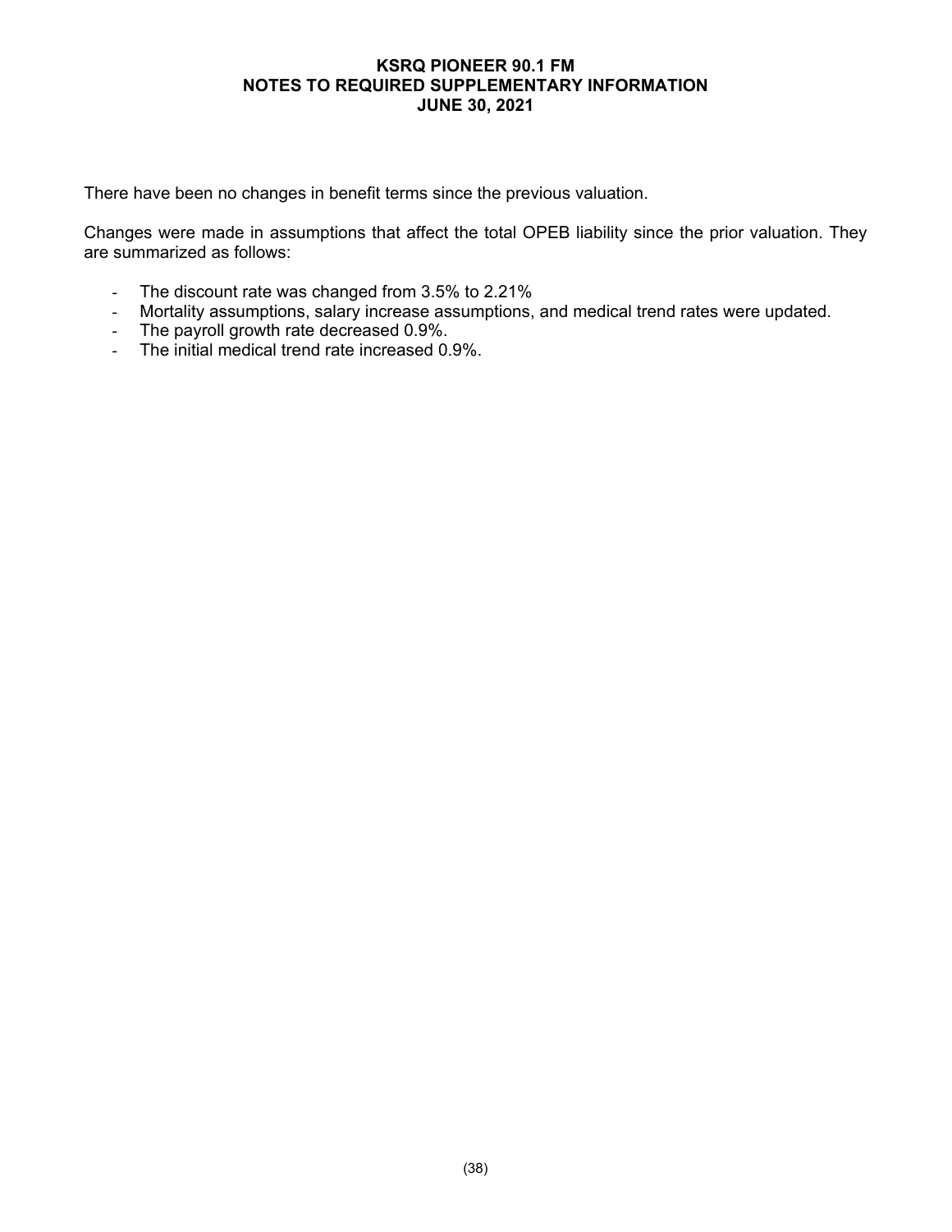There have been no changes in benefit terms since the previous valuation.

Changes were made in assumptions that affect the total OPEB liability since the prior valuation. They are summarized as follows:

- The discount rate was changed from 3.5% to 2.21%
- Mortality assumptions, salary increase assumptions, and medical trend rates were updated.
- The payroll growth rate decreased 0.9%.
- The initial medical trend rate increased 0.9%.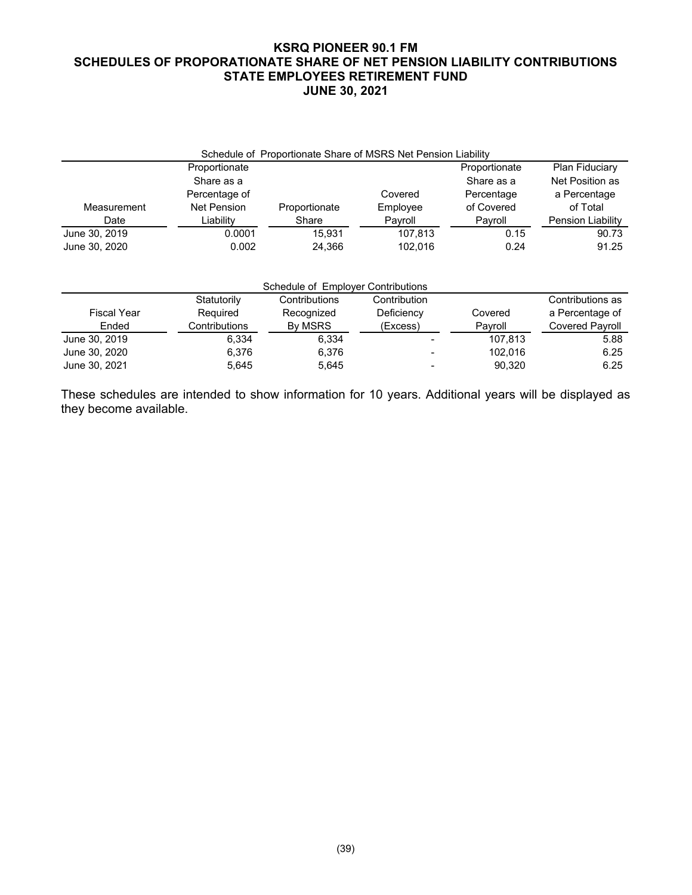# KSRQ PIONEER 90.1 FM
## SCHEDULES OF PROPORATIONATE SHARE OF NET PENSION LIABILITY CONTRIBUTIONS
## STATE EMPLOYEES RETIREMENT FUND
## JUNE 30, 2021

Schedule of Proportionate Share of MSRS Net Pension Liability

| Measurement Date | Proportionate Share as a Percentage of Net Pension Liability | Proportionate Share | Covered Employee Payroll | Proportionate Share as a Percentage of Covered Payroll | Plan Fiduciary Net Position as a Percentage of Total Pension Liability |
|---|---|---|---|---|---|
| June 30, 2019 | 0.0001 | 15,931 | 107,813 | 0.15 | 90.73 |
| June 30, 2020 | 0.002 | 24,366 | 102,016 | 0.24 | 91.25 |

Schedule of Employer Contributions

| Fiscal Year Ended | Statutorily Required Contributions | Contributions Recognized By MSRS | Contribution Deficiency (Excess) | Covered Payroll | Contributions as a Percentage of Covered Payroll |
|---|---|---|---|---|---|
| June 30, 2019 | 6,334 | 6,334 | - | 107,813 | 5.88 |
| June 30, 2020 | 6,376 | 6,376 | - | 102,016 | 6.25 |
| June 30, 2021 | 5,645 | 5,645 | - | 90,320 | 6.25 |

These schedules are intended to show information for 10 years. Additional years will be displayed as they become available.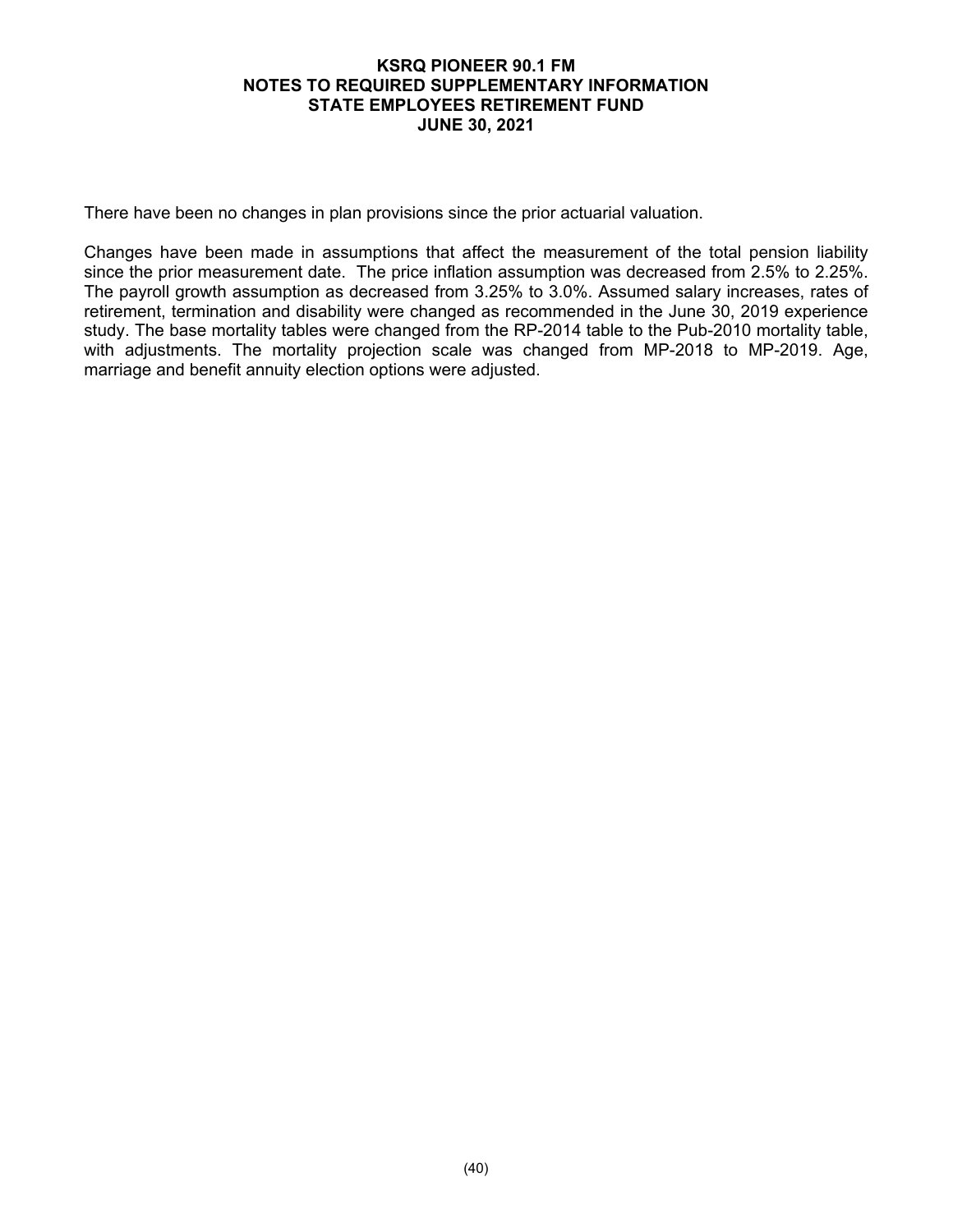# KSRQ PIONEER 90.1 FM
## NOTES TO REQUIRED SUPPLEMENTARY INFORMATION
## STATE EMPLOYEES RETIREMENT FUND
## JUNE 30, 2021

There have been no changes in plan provisions since the prior actuarial valuation.

Changes have been made in assumptions that affect the measurement of the total pension liability since the prior measurement date. The price inflation assumption was decreased from 2.5% to 2.25%. The payroll growth assumption as decreased from 3.25% to 3.0%. Assumed salary increases, rates of retirement, termination and disability were changed as recommended in the June 30, 2019 experience study. The base mortality tables were changed from the RP-2014 table to the Pub-2010 mortality table, with adjustments. The mortality projection scale was changed from MP-2018 to MP-2019. Age, marriage and benefit annuity election options were adjusted.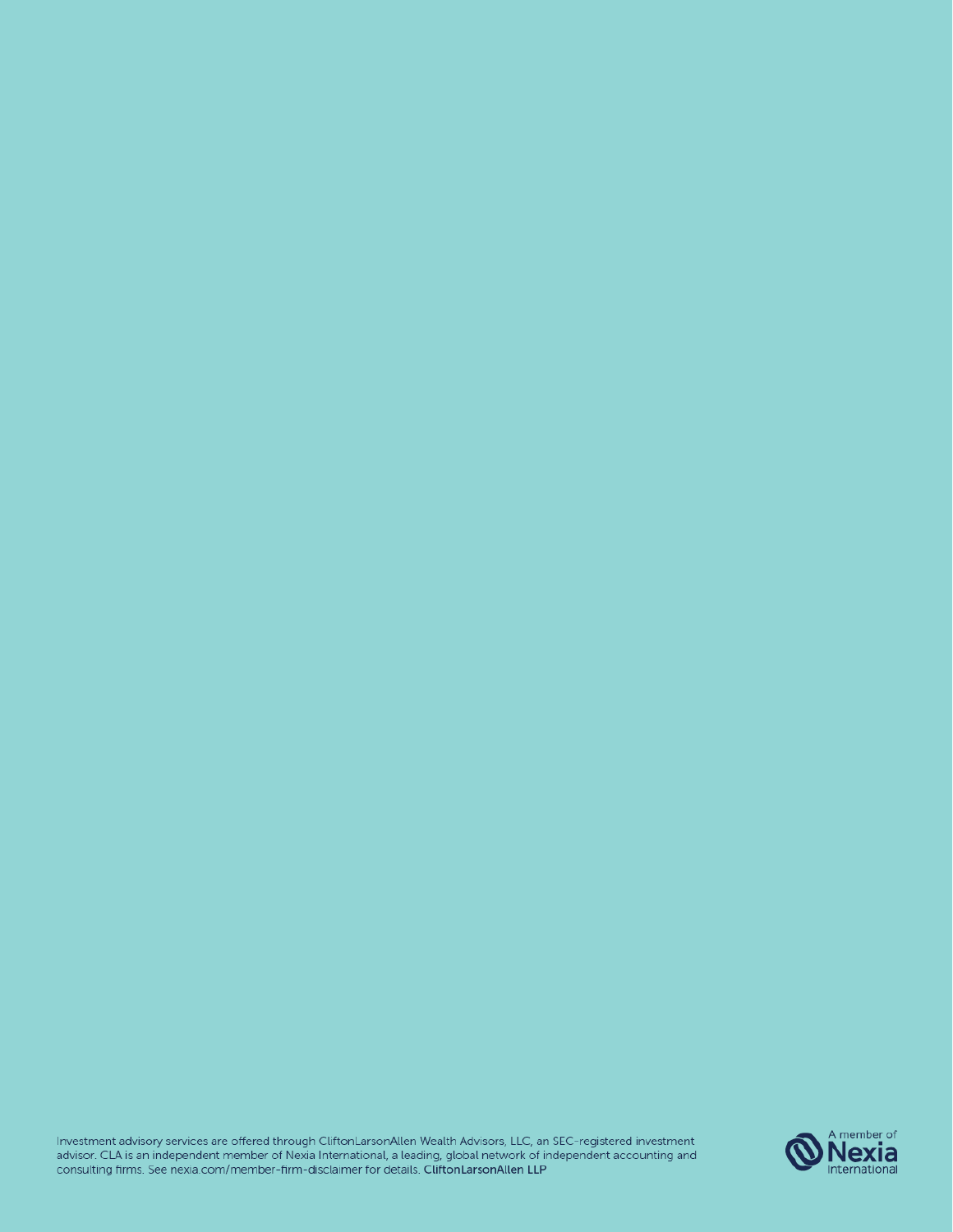Investment advisory services are offered through CliftonLarsonAllen Wealth Advisors, LLC, an SEC-registered investment advisor. CLA is an independent member of Nexia International, a leading, global network of independent accounting and consulting firms. See nexia.com/member-firm-disclaimer for details. **CliftonLarsonAllen LLP**

A member of Nexia International